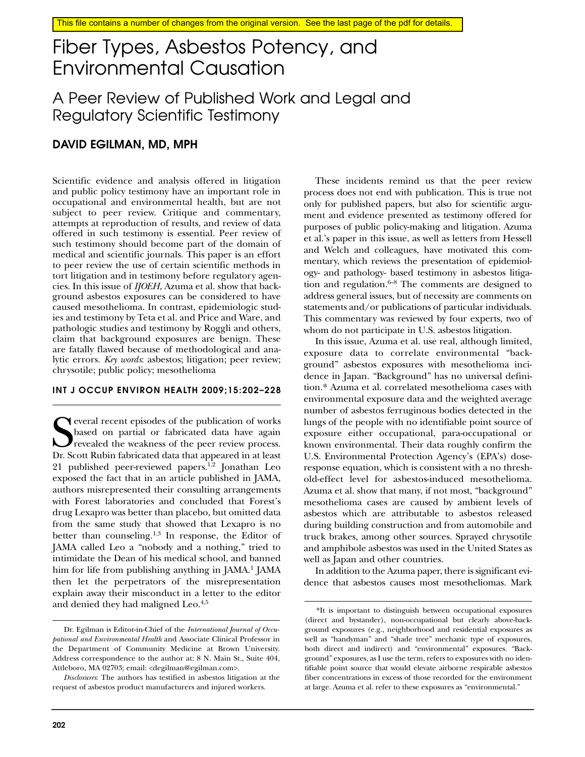This file contains a number of changes from the original version. See the last page of the pdf for details.

# Fiber Types, Asbestos Potency, and Environmental Causation

## A Peer Review of Published Work and Legal and Regulatory Scientific Testimony

### DAVID EGILMAN, MD, MPH

Scientific evidence and analysis offered in litigation and public policy testimony have an important role in occupational and environmental health, but are not subject to peer review. Critique and commentary, attempts at reproduction of results, and review of data offered in such testimony is essential. Peer review of such testimony should become part of the domain of medical and scientific journals. This paper is an effort to peer review the use of certain scientific methods in tort litigation and in testimony before regulatory agencies. In this issue of *IJOEH*, Azuma et al. show that background asbestos exposures can be considered to have caused mesothelioma. In contrast, epidemiologic studies and testimony by Teta et al. and Price and Ware, and pathologic studies and testimony by Roggli and others, claim that background exposures are benign. These are fatally flawed because of methodological and analytic errors. *Key words*: asbestos; litigation; peer review; chrysotile; public policy; mesothelioma

**INT J OCCUP ENVIRON HEALTH 2009;15:202–228**

Several recent episodes of the publication of works based on partial or fabricated data have again revealed the weakness of the peer review process. Dr. Scott Rubin fabricated data that appeared in at least 21 published peer-reviewed papers.[1,2] Jonathan Leo exposed the fact that in an article published in JAMA, authors misrepresented their consulting arrangements with Forest laboratories and concluded that Forest's drug Lexapro was better than placebo, but omitted data from the same study that showed that Lexapro is no better than counseling.[1,3] In response, the Editor of JAMA called Leo a "nobody and a nothing," tried to intimidate the Dean of his medical school, and banned him for life from publishing anything in JAMA.[1] JAMA then let the perpetrators of the misrepresentation explain away their misconduct in a letter to the editor and denied they had maligned Leo.[4,5]

These incidents remind us that the peer review process does not end with publication. This is true not only for published papers, but also for scientific argument and evidence presented as testimony offered for purposes of public policy-making and litigation. Azuma et al.'s paper in this issue, as well as letters from Hessell and Welch and colleagues, have motivated this commentary, which reviews the presentation of epidemiology- and pathology- based testimony in asbestos litigation and regulation.[6–8] The comments are designed to address general issues, but of necessity are comments on statements and/or publications of particular individuals. This commentary was reviewed by four experts, two of whom do not participate in U.S. asbestos litigation.

In this issue, Azuma et al. use real, although limited, exposure data to correlate environmental "background" asbestos exposures with mesothelioma incidence in Japan. "Background" has no universal definition.* Azuma et al. correlated mesothelioma cases with environmental exposure data and the weighted average number of asbestos ferruginous bodies detected in the lungs of the people with no identifiable point source of exposure either occupational, para-occupational or known environmental. Their data roughly confirm the U.S. Environmental Protection Agency's (EPA's) dose-response equation, which is consistent with a no threshold-effect level for asbestos-induced mesothelioma. Azuma et al. show that many, if not most, "background" mesothelioma cases are caused by ambient levels of asbestos which are attributable to asbestos released during building construction and from automobile and truck brakes, among other sources. Sprayed chrysotile and amphibole asbestos was used in the United States as well as Japan and other countries.

In addition to the Azuma paper, there is significant evidence that asbestos causes most mesotheliomas. Mark

\*It is important to distinguish between occupational exposures (direct and bystander), non-occupational but clearly above-background exposures (e.g., neighborhood and residential exposures as well as "handyman" and "shade tree" mechanic type of exposures, both direct and indirect) and "environmental" exposures. "Background" exposures, as I use the term, refers to exposures with no identifiable point source that would elevate airborne respirable asbestos fiber concentrations in excess of those recorded for the environment at large. Azuma et al. refer to these exposures as "environmental."

Dr. Egilman is Editor-in-Chief of the *International Journal of Occupational and Environmental Health* and Associate Clinical Professor in the Department of Community Medicine at Brown University. Address correspondence to the author at: 8 N. Main St., Suite 404, Attleboro, MA 02703; email: <degilman@egilman.com>.

*Disclosures*: The authors has testified in asbestos litigation at the request of asbestos product manufacturers and injured workers.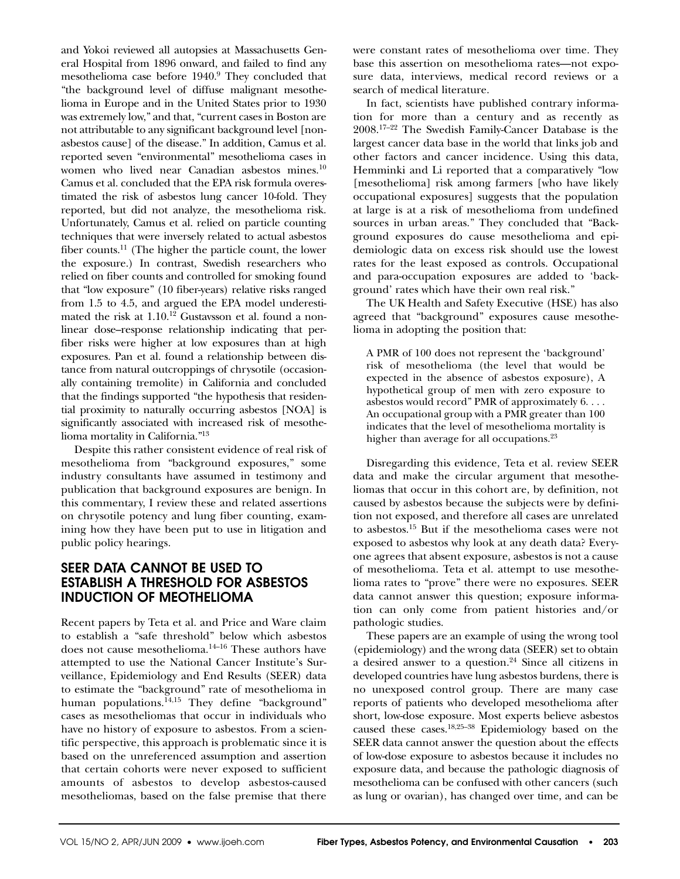and Yokoi reviewed all autopsies at Massachusetts General Hospital from 1896 onward, and failed to find any mesothelioma case before 1940.[9] They concluded that "the background level of diffuse malignant mesothelioma in Europe and in the United States prior to 1930 was extremely low," and that, "current cases in Boston are not attributable to any significant background level [non-asbestos cause] of the disease." In addition, Camus et al. reported seven "environmental" mesothelioma cases in women who lived near Canadian asbestos mines.[10] Camus et al. concluded that the EPA risk formula overestimated the risk of asbestos lung cancer 10-fold. They reported, but did not analyze, the mesothelioma risk. Unfortunately, Camus et al. relied on particle counting techniques that were inversely related to actual asbestos fiber counts.[11] (The higher the particle count, the lower the exposure.) In contrast, Swedish researchers who relied on fiber counts and controlled for smoking found that "low exposure" (10 fiber-years) relative risks ranged from 1.5 to 4.5, and argued the EPA model underestimated the risk at 1.10.[12] Gustavsson et al. found a nonlinear dose–response relationship indicating that per-fiber risks were higher at low exposures than at high exposures. Pan et al. found a relationship between distance from natural outcroppings of chrysotile (occasionally containing tremolite) in California and concluded that the findings supported "the hypothesis that residential proximity to naturally occurring asbestos [NOA] is significantly associated with increased risk of mesothelioma mortality in California."[13]

Despite this rather consistent evidence of real risk of mesothelioma from "background exposures," some industry consultants have assumed in testimony and publication that background exposures are benign. In this commentary, I review these and related assertions on chrysotile potency and lung fiber counting, examining how they have been put to use in litigation and public policy hearings.

## SEER DATA CANNOT BE USED TO ESTABLISH A THRESHOLD FOR ASBESTOS INDUCTION OF MEOTHELIOMA

Recent papers by Teta et al. and Price and Ware claim to establish a "safe threshold" below which asbestos does not cause mesothelioma.[14–16] These authors have attempted to use the National Cancer Institute's Surveillance, Epidemiology and End Results (SEER) data to estimate the "background" rate of mesothelioma in human populations.[14,15] They define "background" cases as mesotheliomas that occur in individuals who have no history of exposure to asbestos. From a scientific perspective, this approach is problematic since it is based on the unreferenced assumption and assertion that certain cohorts were never exposed to sufficient amounts of asbestos to develop asbestos-caused mesotheliomas, based on the false premise that there were constant rates of mesothelioma over time. They base this assertion on mesothelioma rates—not exposure data, interviews, medical record reviews or a search of medical literature.

In fact, scientists have published contrary information for more than a century and as recently as 2008.[17–22] The Swedish Family-Cancer Database is the largest cancer data base in the world that links job and other factors and cancer incidence. Using this data, Hemminki and Li reported that a comparatively "low [mesothelioma] risk among farmers [who have likely occupational exposures] suggests that the population at large is at a risk of mesothelioma from undefined sources in urban areas." They concluded that "Background exposures do cause mesothelioma and epidemiologic data on excess risk should use the lowest rates for the least exposed as controls. Occupational and para-occupation exposures are added to 'background' rates which have their own real risk."

The UK Health and Safety Executive (HSE) has also agreed that "background" exposures cause mesothelioma in adopting the position that:

> A PMR of 100 does not represent the 'background' risk of mesothelioma (the level that would be expected in the absence of asbestos exposure), A hypothetical group of men with zero exposure to asbestos would record" PMR of approximately 6. . . . An occupational group with a PMR greater than 100 indicates that the level of mesothelioma mortality is higher than average for all occupations.[23]

Disregarding this evidence, Teta et al. review SEER data and make the circular argument that mesotheliomas that occur in this cohort are, by definition, not caused by asbestos because the subjects were by definition not exposed, and therefore all cases are unrelated to asbestos.[15] But if the mesothelioma cases were not exposed to asbestos why look at any death data? Everyone agrees that absent exposure, asbestos is not a cause of mesothelioma. Teta et al. attempt to use mesothelioma rates to "prove" there were no exposures. SEER data cannot answer this question; exposure information can only come from patient histories and/or pathologic studies.

These papers are an example of using the wrong tool (epidemiology) and the wrong data (SEER) set to obtain a desired answer to a question.[24] Since all citizens in developed countries have lung asbestos burdens, there is no unexposed control group. There are many case reports of patients who developed mesothelioma after short, low-dose exposure. Most experts believe asbestos caused these cases.[18,25–38] Epidemiology based on the SEER data cannot answer the question about the effects of low-dose exposure to asbestos because it includes no exposure data, and because the pathologic diagnosis of mesothelioma can be confused with other cancers (such as lung or ovarian), has changed over time, and can be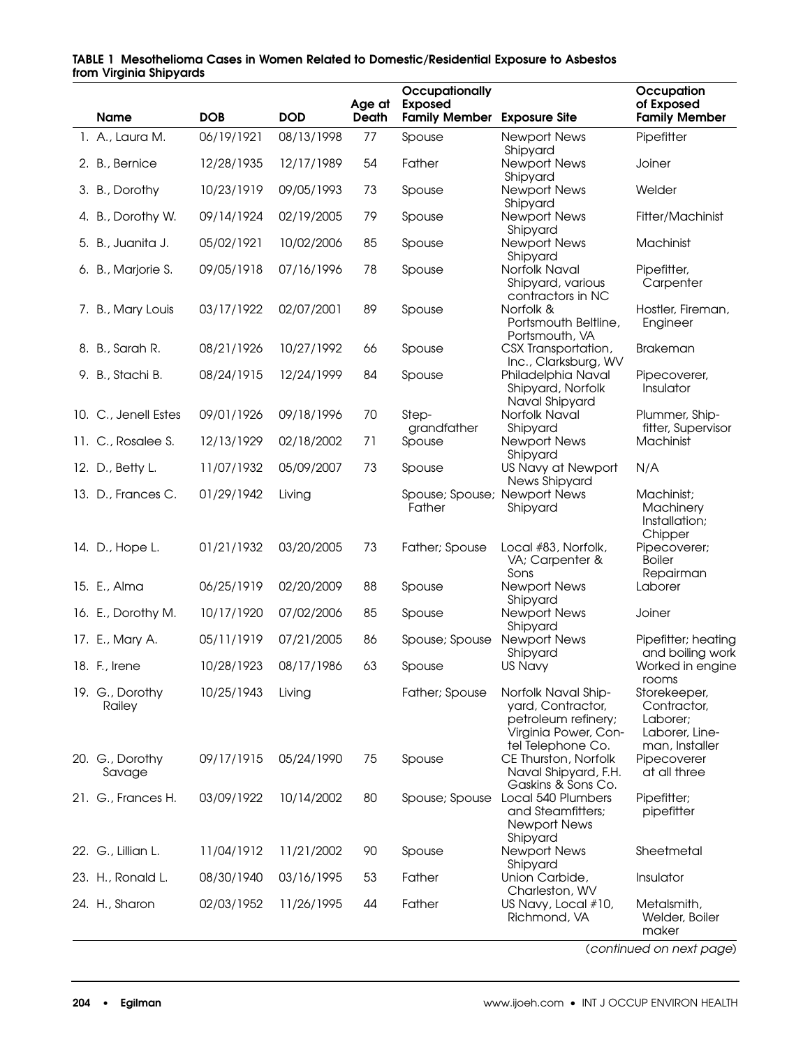**TABLE 1 Mesothelioma Cases in Women Related to Domestic/Residential Exposure to Asbestos from Virginia Shipyards**

| Name | DOB | DOD | Age at Death | Occupationally Exposed Family Member | Exposure Site | Occupation of Exposed Family Member |
|---|---|---|---|---|---|---|
| 1. A., Laura M. | 06/19/1921 | 08/13/1998 | 77 | Spouse | Newport News Shipyard | Pipefitter |
| 2. B., Bernice | 12/28/1935 | 12/17/1989 | 54 | Father | Newport News Shipyard | Joiner |
| 3. B., Dorothy | 10/23/1919 | 09/05/1993 | 73 | Spouse | Newport News Shipyard | Welder |
| 4. B., Dorothy W. | 09/14/1924 | 02/19/2005 | 79 | Spouse | Newport News Shipyard | Fitter/Machinist |
| 5. B., Juanita J. | 05/02/1921 | 10/02/2006 | 85 | Spouse | Newport News Shipyard | Machinist |
| 6. B., Marjorie S. | 09/05/1918 | 07/16/1996 | 78 | Spouse | Norfolk Naval Shipyard, various contractors in NC | Pipefitter, Carpenter |
| 7. B., Mary Louis | 03/17/1922 | 02/07/2001 | 89 | Spouse | Norfolk & Portsmouth Beltline, Portsmouth, VA | Hostler, Fireman, Engineer |
| 8. B., Sarah R. | 08/21/1926 | 10/27/1992 | 66 | Spouse | CSX Transportation, Inc., Clarksburg, WV | Brakeman |
| 9. B., Stachi B. | 08/24/1915 | 12/24/1999 | 84 | Spouse | Philadelphia Naval Shipyard, Norfolk Naval Shipyard | Pipecoverer, Insulator |
| 10. C., Jenell Estes | 09/01/1926 | 09/18/1996 | 70 | Step-grandfather | Norfolk Naval Shipyard | Plummer, Ship-fitter, Supervisor |
| 11. C., Rosalee S. | 12/13/1929 | 02/18/2002 | 71 | Spouse | Newport News Shipyard | Machinist |
| 12. D., Betty L. | 11/07/1932 | 05/09/2007 | 73 | Spouse | US Navy at Newport News Shipyard | N/A |
| 13. D., Frances C. | 01/29/1942 | Living | | Spouse; Spouse; Father | Newport News Shipyard | Machinist; Machinery Installation; Chipper |
| 14. D., Hope L. | 01/21/1932 | 03/20/2005 | 73 | Father; Spouse | Local #83, Norfolk, VA; Carpenter & Sons | Pipecoverer; Boiler Repairman |
| 15. E., Alma | 06/25/1919 | 02/20/2009 | 88 | Spouse | Newport News Shipyard | Laborer |
| 16. E., Dorothy M. | 10/17/1920 | 07/02/2006 | 85 | Spouse | Newport News Shipyard | Joiner |
| 17. E., Mary A. | 05/11/1919 | 07/21/2005 | 86 | Spouse; Spouse | Newport News Shipyard | Pipefitter; heating and boiling work |
| 18. F., Irene | 10/28/1923 | 08/17/1986 | 63 | Spouse | US Navy | Worked in engine rooms |
| 19. G., Dorothy Railey | 10/25/1943 | Living | | Father; Spouse | Norfolk Naval Shipyard, Contractor, petroleum refinery; Virginia Power, Contel Telephone Co. | Storekeeper, Contractor, Laborer; Laborer, Lineman, Installer |
| 20. G., Dorothy Savage | 09/17/1915 | 05/24/1990 | 75 | Spouse | CE Thurston, Norfolk Naval Shipyard, F.H. Gaskins & Sons Co. | Pipecoverer at all three |
| 21. G., Frances H. | 03/09/1922 | 10/14/2002 | 80 | Spouse; Spouse | Local 540 Plumbers and Steamfitters; Newport News Shipyard | Pipefitter; pipefitter |
| 22. G., Lillian L. | 11/04/1912 | 11/21/2002 | 90 | Spouse | Newport News Shipyard | Sheetmetal |
| 23. H., Ronald L. | 08/30/1940 | 03/16/1995 | 53 | Father | Union Carbide, Charleston, WV | Insulator |
| 24. H., Sharon | 02/03/1952 | 11/26/1995 | 44 | Father | US Navy, Local #10, Richmond, VA | Metalsmith, Welder, Boiler maker |

(*continued on next page*)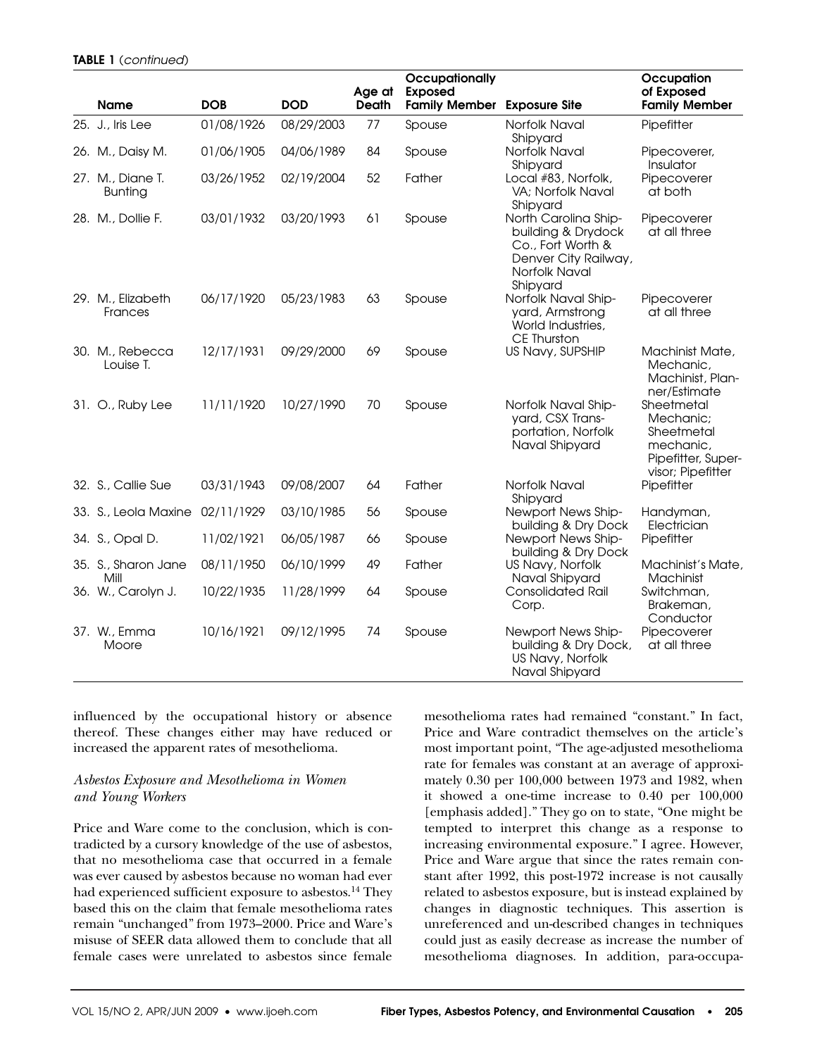**TABLE 1** (*continued*)

| Name | DOB | DOD | Age at Death | Occupationally Exposed Family Member | Exposure Site | Occupation of Exposed Family Member |
|---|---|---|---|---|---|---|
| 25. J., Iris Lee | 01/08/1926 | 08/29/2003 | 77 | Spouse | Norfolk Naval Shipyard | Pipefitter |
| 26. M., Daisy M. | 01/06/1905 | 04/06/1989 | 84 | Spouse | Norfolk Naval Shipyard | Pipecoverer, Insulator |
| 27. M., Diane T. Bunting | 03/26/1952 | 02/19/2004 | 52 | Father | Local #83, Norfolk, VA; Norfolk Naval Shipyard | Pipecoverer at both |
| 28. M., Dollie F. | 03/01/1932 | 03/20/1993 | 61 | Spouse | North Carolina Shipbuilding & Drydock Co., Fort Worth & Denver City Railway, Norfolk Naval Shipyard | Pipecoverer at all three |
| 29. M., Elizabeth Frances | 06/17/1920 | 05/23/1983 | 63 | Spouse | Norfolk Naval Shipyard, Armstrong World Industries, CE Thurston | Pipecoverer at all three |
| 30. M., Rebecca Louise T. | 12/17/1931 | 09/29/2000 | 69 | Spouse | US Navy, SUPSHIP | Machinist Mate, Mechanic, Machinist, Planner/Estimate |
| 31. O., Ruby Lee | 11/11/1920 | 10/27/1990 | 70 | Spouse | Norfolk Naval Shipyard, CSX Transportation, Norfolk Naval Shipyard | Sheetmetal Mechanic; Sheetmetal mechanic, Pipefitter, Supervisor; Pipefitter |
| 32. S., Callie Sue | 03/31/1943 | 09/08/2007 | 64 | Father | Norfolk Naval Shipyard | Pipefitter |
| 33. S., Leola Maxine | 02/11/1929 | 03/10/1985 | 56 | Spouse | Newport News Shipbuilding & Dry Dock | Handyman, Electrician |
| 34. S., Opal D. | 11/02/1921 | 06/05/1987 | 66 | Spouse | Newport News Shipbuilding & Dry Dock | Pipefitter |
| 35. S., Sharon Jane Mill | 08/11/1950 | 06/10/1999 | 49 | Father | US Navy, Norfolk Naval Shipyard | Machinist's Mate, Machinist |
| 36. W., Carolyn J. | 10/22/1935 | 11/28/1999 | 64 | Spouse | Consolidated Rail Corp. | Switchman, Brakeman, Conductor |
| 37. W., Emma Moore | 10/16/1921 | 09/12/1995 | 74 | Spouse | Newport News Shipbuilding & Dry Dock, US Navy, Norfolk Naval Shipyard | Pipecoverer at all three |

influenced by the occupational history or absence thereof. These changes either may have reduced or increased the apparent rates of mesothelioma.

### *Asbestos Exposure and Mesothelioma in Women and Young Workers*

Price and Ware come to the conclusion, which is contradicted by a cursory knowledge of the use of asbestos, that no mesothelioma case that occurred in a female was ever caused by asbestos because no woman had ever had experienced sufficient exposure to asbestos.[14] They based this on the claim that female mesothelioma rates remain "unchanged" from 1973–2000. Price and Ware's misuse of SEER data allowed them to conclude that all female cases were unrelated to asbestos since female mesothelioma rates had remained "constant." In fact, Price and Ware contradict themselves on the article's most important point, "The age-adjusted mesothelioma rate for females was constant at an average of approximately 0.30 per 100,000 between 1973 and 1982, when it showed a one-time increase to 0.40 per 100,000 [emphasis added]." They go on to state, "One might be tempted to interpret this change as a response to increasing environmental exposure." I agree. However, Price and Ware argue that since the rates remain constant after 1992, this post-1972 increase is not causally related to asbestos exposure, but is instead explained by changes in diagnostic techniques. This assertion is unreferenced and un-described changes in techniques could just as easily decrease as increase the number of mesothelioma diagnoses. In addition, para-occupa-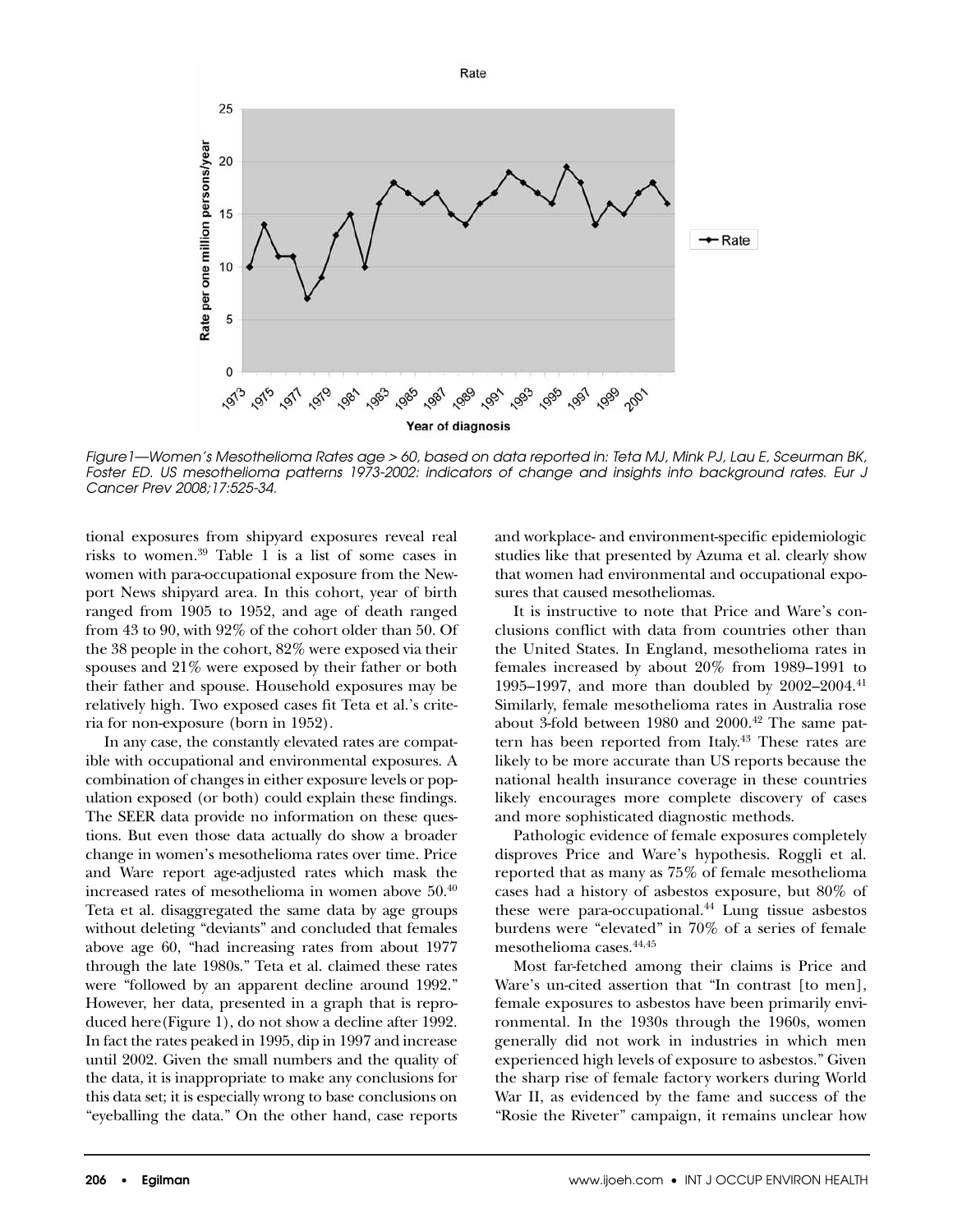Figure1—Women's Mesothelioma Rates age > 60, based on data reported in: Teta MJ, Mink PJ, Lau E, Sceurman BK, Foster ED. US mesothelioma patterns 1973-2002: indicators of change and insights into background rates. Eur J Cancer Prev 2008;17:525-34.

tional exposures from shipyard exposures reveal real risks to women.[39] Table 1 is a list of some cases in women with para-occupational exposure from the Newport News shipyard area. In this cohort, year of birth ranged from 1905 to 1952, and age of death ranged from 43 to 90, with 92% of the cohort older than 50. Of the 38 people in the cohort, 82% were exposed via their spouses and 21% were exposed by their father or both their father and spouse. Household exposures may be relatively high. Two exposed cases fit Teta et al.'s criteria for non-exposure (born in 1952).

In any case, the constantly elevated rates are compatible with occupational and environmental exposures. A combination of changes in either exposure levels or population exposed (or both) could explain these findings. The SEER data provide no information on these questions. But even those data actually do show a broader change in women's mesothelioma rates over time. Price and Ware report age-adjusted rates which mask the increased rates of mesothelioma in women above 50.[40] Teta et al. disaggregated the same data by age groups without deleting "deviants" and concluded that females above age 60, "had increasing rates from about 1977 through the late 1980s." Teta et al. claimed these rates were "followed by an apparent decline around 1992." However, her data, presented in a graph that is reproduced here(Figure 1), do not show a decline after 1992. In fact the rates peaked in 1995, dip in 1997 and increase until 2002. Given the small numbers and the quality of the data, it is inappropriate to make any conclusions for this data set; it is especially wrong to base conclusions on "eyeballing the data." On the other hand, case reports and workplace- and environment-specific epidemiologic studies like that presented by Azuma et al. clearly show that women had environmental and occupational exposures that caused mesotheliomas.

It is instructive to note that Price and Ware's conclusions conflict with data from countries other than the United States. In England, mesothelioma rates in females increased by about 20% from 1989–1991 to 1995–1997, and more than doubled by 2002–2004.[41] Similarly, female mesothelioma rates in Australia rose about 3-fold between 1980 and 2000.[42] The same pattern has been reported from Italy.[43] These rates are likely to be more accurate than US reports because the national health insurance coverage in these countries likely encourages more complete discovery of cases and more sophisticated diagnostic methods.

Pathologic evidence of female exposures completely disproves Price and Ware's hypothesis. Roggli et al. reported that as many as 75% of female mesothelioma cases had a history of asbestos exposure, but 80% of these were para-occupational.[44] Lung tissue asbestos burdens were "elevated" in 70% of a series of female mesothelioma cases.[44,45]

Most far-fetched among their claims is Price and Ware's un-cited assertion that "In contrast [to men], female exposures to asbestos have been primarily environmental. In the 1930s through the 1960s, women generally did not work in industries in which men experienced high levels of exposure to asbestos." Given the sharp rise of female factory workers during World War II, as evidenced by the fame and success of the "Rosie the Riveter" campaign, it remains unclear how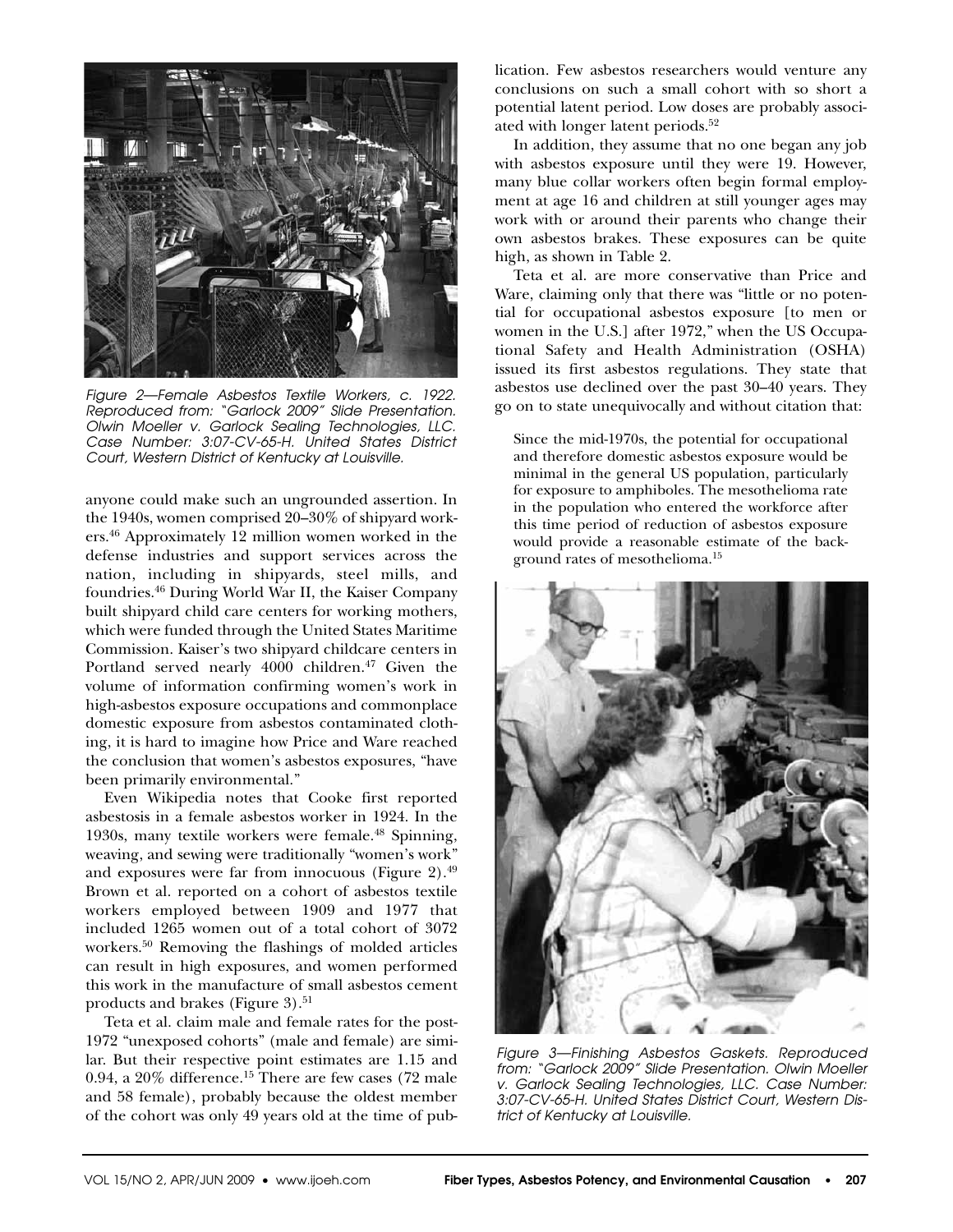Figure 2—Female Asbestos Textile Workers, c. 1922. Reproduced from: "Garlock 2009" Slide Presentation. Olwin Moeller v. Garlock Sealing Technologies, LLC. Case Number: 3:07-CV-65-H. United States District Court, Western District of Kentucky at Louisville.

anyone could make such an ungrounded assertion. In the 1940s, women comprised 20–30% of shipyard workers.[46] Approximately 12 million women worked in the defense industries and support services across the nation, including in shipyards, steel mills, and foundries.[46] During World War II, the Kaiser Company built shipyard child care centers for working mothers, which were funded through the United States Maritime Commission. Kaiser's two shipyard childcare centers in Portland served nearly 4000 children.[47] Given the volume of information confirming women's work in high-asbestos exposure occupations and commonplace domestic exposure from asbestos contaminated clothing, it is hard to imagine how Price and Ware reached the conclusion that women's asbestos exposures, "have been primarily environmental."

Even Wikipedia notes that Cooke first reported asbestosis in a female asbestos worker in 1924. In the 1930s, many textile workers were female.[48] Spinning, weaving, and sewing were traditionally "women's work" and exposures were far from innocuous (Figure 2).[49] Brown et al. reported on a cohort of asbestos textile workers employed between 1909 and 1977 that included 1265 women out of a total cohort of 3072 workers.[50] Removing the flashings of molded articles can result in high exposures, and women performed this work in the manufacture of small asbestos cement products and brakes (Figure 3).[51]

Teta et al. claim male and female rates for the post-1972 "unexposed cohorts" (male and female) are similar. But their respective point estimates are 1.15 and 0.94, a 20% difference.[15] There are few cases (72 male and 58 female), probably because the oldest member of the cohort was only 49 years old at the time of publication. Few asbestos researchers would venture any conclusions on such a small cohort with so short a potential latent period. Low doses are probably associated with longer latent periods.[52]

In addition, they assume that no one began any job with asbestos exposure until they were 19. However, many blue collar workers often begin formal employment at age 16 and children at still younger ages may work with or around their parents who change their own asbestos brakes. These exposures can be quite high, as shown in Table 2.

Teta et al. are more conservative than Price and Ware, claiming only that there was "little or no potential for occupational asbestos exposure [to men or women in the U.S.] after 1972," when the US Occupational Safety and Health Administration (OSHA) issued its first asbestos regulations. They state that asbestos use declined over the past 30–40 years. They go on to state unequivocally and without citation that:

> Since the mid-1970s, the potential for occupational and therefore domestic asbestos exposure would be minimal in the general US population, particularly for exposure to amphiboles. The mesothelioma rate in the population who entered the workforce after this time period of reduction of asbestos exposure would provide a reasonable estimate of the background rates of mesothelioma.[15]

Figure 3—Finishing Asbestos Gaskets. Reproduced from: "Garlock 2009" Slide Presentation. Olwin Moeller v. Garlock Sealing Technologies, LLC. Case Number: 3:07-CV-65-H. United States District Court, Western District of Kentucky at Louisville.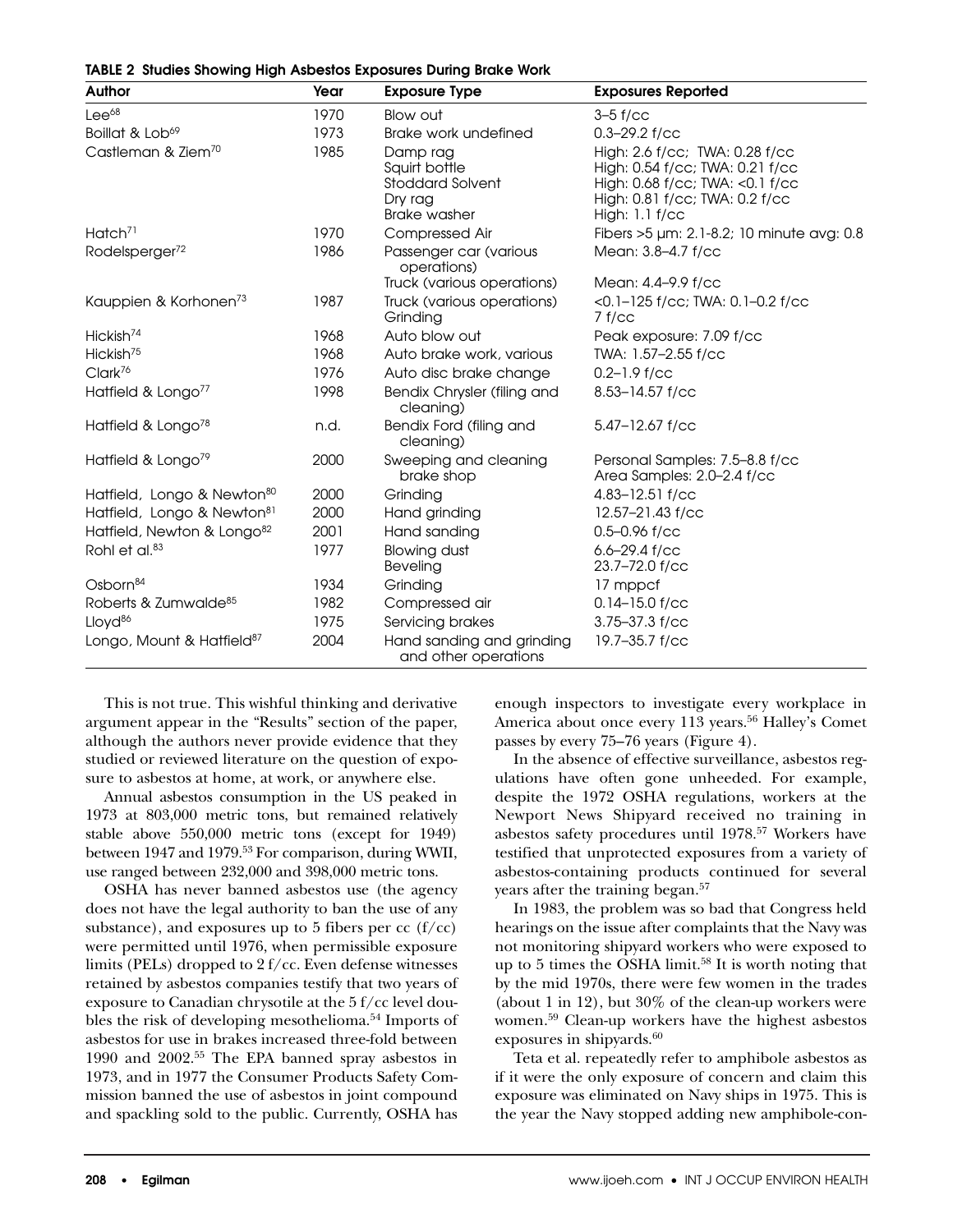**TABLE 2 Studies Showing High Asbestos Exposures During Brake Work**

| Author | Year | Exposure Type | Exposures Reported |
|---|---|---|---|
| Lee[68] | 1970 | Blow out | 3–5 f/cc |
| Boillat & Lob[69] | 1973 | Brake work undefined | 0.3–29.2 f/cc |
| Castleman & Ziem[70] | 1985 | Damp rag<br>Squirt bottle<br>Stoddard Solvent<br>Dry rag<br>Brake washer | High: 2.6 f/cc; TWA: 0.28 f/cc<br>High: 0.54 f/cc; TWA: 0.21 f/cc<br>High: 0.68 f/cc; TWA: <0.1 f/cc<br>High: 0.81 f/cc; TWA: 0.2 f/cc<br>High: 1.1 f/cc |
| Hatch[71] | 1970 | Compressed Air | Fibers >5 μm: 2.1-8.2; 10 minute avg: 0.8 |
| Rodelsperger[72] | 1986 | Passenger car (various operations)<br>Truck (various operations) | Mean: 3.8–4.7 f/cc<br>Mean: 4.4–9.9 f/cc |
| Kauppien & Korhonen[73] | 1987 | Truck (various operations)<br>Grinding | <0.1–125 f/cc; TWA: 0.1–0.2 f/cc<br>7 f/cc |
| Hickish[74] | 1968 | Auto blow out | Peak exposure: 7.09 f/cc |
| Hickish[75] | 1968 | Auto brake work, various | TWA: 1.57–2.55 f/cc |
| Clark[76] | 1976 | Auto disc brake change | 0.2–1.9 f/cc |
| Hatfield & Longo[77] | 1998 | Bendix Chrysler (filing and cleaning) | 8.53–14.57 f/cc |
| Hatfield & Longo[78] | n.d. | Bendix Ford (filing and cleaning) | 5.47–12.67 f/cc |
| Hatfield & Longo[79] | 2000 | Sweeping and cleaning brake shop | Personal Samples: 7.5–8.8 f/cc<br>Area Samples: 2.0–2.4 f/cc |
| Hatfield, Longo & Newton[80] | 2000 | Grinding | 4.83–12.51 f/cc |
| Hatfield, Longo & Newton[81] | 2000 | Hand grinding | 12.57–21.43 f/cc |
| Hatfield, Newton & Longo[82] | 2001 | Hand sanding | 0.5–0.96 f/cc |
| Rohl et al.[83] | 1977 | Blowing dust<br>Beveling | 6.6–29.4 f/cc<br>23.7–72.0 f/cc |
| Osborn[84] | 1934 | Grinding | 17 mppcf |
| Roberts & Zumwalde[85] | 1982 | Compressed air | 0.14–15.0 f/cc |
| Lloyd[86] | 1975 | Servicing brakes | 3.75–37.3 f/cc |
| Longo, Mount & Hatfield[87] | 2004 | Hand sanding and grinding and other operations | 19.7–35.7 f/cc |

This is not true. This wishful thinking and derivative argument appear in the "Results" section of the paper, although the authors never provide evidence that they studied or reviewed literature on the question of exposure to asbestos at home, at work, or anywhere else.

Annual asbestos consumption in the US peaked in 1973 at 803,000 metric tons, but remained relatively stable above 550,000 metric tons (except for 1949) between 1947 and 1979.[53] For comparison, during WWII, use ranged between 232,000 and 398,000 metric tons.

OSHA has never banned asbestos use (the agency does not have the legal authority to ban the use of any substance), and exposures up to 5 fibers per cc (f/cc) were permitted until 1976, when permissible exposure limits (PELs) dropped to 2 f/cc. Even defense witnesses retained by asbestos companies testify that two years of exposure to Canadian chrysotile at the 5 f/cc level doubles the risk of developing mesothelioma.[54] Imports of asbestos for use in brakes increased three-fold between 1990 and 2002.[55] The EPA banned spray asbestos in 1973, and in 1977 the Consumer Products Safety Commission banned the use of asbestos in joint compound and spackling sold to the public. Currently, OSHA has enough inspectors to investigate every workplace in America about once every 113 years.[56] Halley's Comet passes by every 75–76 years (Figure 4).

In the absence of effective surveillance, asbestos regulations have often gone unheeded. For example, despite the 1972 OSHA regulations, workers at the Newport News Shipyard received no training in asbestos safety procedures until 1978.[57] Workers have testified that unprotected exposures from a variety of asbestos-containing products continued for several years after the training began.[57]

In 1983, the problem was so bad that Congress held hearings on the issue after complaints that the Navy was not monitoring shipyard workers who were exposed to up to 5 times the OSHA limit.[58] It is worth noting that by the mid 1970s, there were few women in the trades (about 1 in 12), but 30% of the clean-up workers were women.[59] Clean-up workers have the highest asbestos exposures in shipyards.[60]

Teta et al. repeatedly refer to amphibole asbestos as if it were the only exposure of concern and claim this exposure was eliminated on Navy ships in 1975. This is the year the Navy stopped adding new amphibole-con-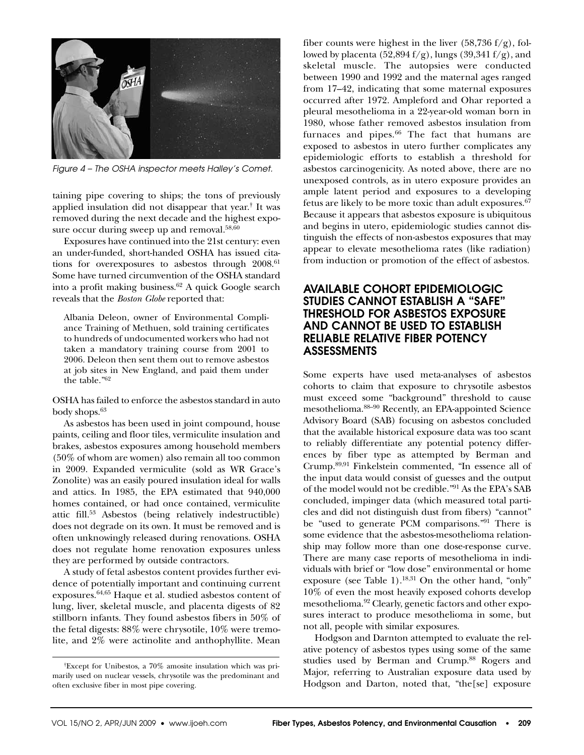Figure 4 – The OSHA inspector meets Halley's Comet.

taining pipe covering to ships; the tons of previously applied insulation did not disappear that year.† It was removed during the next decade and the highest exposure occur during sweep up and removal.[58,60]

Exposures have continued into the 21st century: even an under-funded, short-handed OSHA has issued citations for overexposures to asbestos through 2008.[61] Some have turned circumvention of the OSHA standard into a profit making business.[62] A quick Google search reveals that the *Boston Globe* reported that:

> Albania Deleon, owner of Environmental Compliance Training of Methuen, sold training certificates to hundreds of undocumented workers who had not taken a mandatory training course from 2001 to 2006. Deleon then sent them out to remove asbestos at job sites in New England, and paid them under the table."[62]

OSHA has failed to enforce the asbestos standard in auto body shops.[63]

As asbestos has been used in joint compound, house paints, ceiling and floor tiles, vermiculite insulation and brakes, asbestos exposures among household members (50% of whom are women) also remain all too common in 2009. Expanded vermiculite (sold as WR Grace's Zonolite) was an easily poured insulation ideal for walls and attics. In 1985, the EPA estimated that 940,000 homes contained, or had once contained, vermiculite attic fill.[53] Asbestos (being relatively indestructible) does not degrade on its own. It must be removed and is often unknowingly released during renovations. OSHA does not regulate home renovation exposures unless they are performed by outside contractors.

A study of fetal asbestos content provides further evidence of potentially important and continuing current exposures.[64,65] Haque et al. studied asbestos content of lung, liver, skeletal muscle, and placenta digests of 82 stillborn infants. They found asbestos fibers in 50% of the fetal digests: 88% were chrysotile, 10% were tremolite, and 2% were actinolite and anthophyllite. Mean fiber counts were highest in the liver (58,736 f/g), followed by placenta (52,894 f/g), lungs (39,341 f/g), and skeletal muscle. The autopsies were conducted between 1990 and 1992 and the maternal ages ranged from 17–42, indicating that some maternal exposures occurred after 1972. Ampleford and Ohar reported a pleural mesothelioma in a 22-year-old woman born in 1980, whose father removed asbestos insulation from furnaces and pipes.[66] The fact that humans are exposed to asbestos in utero further complicates any epidemiologic efforts to establish a threshold for asbestos carcinogenicity. As noted above, there are no unexposed controls, as in utero exposure provides an ample latent period and exposures to a developing fetus are likely to be more toxic than adult exposures.[67] Because it appears that asbestos exposure is ubiquitous and begins in utero, epidemiologic studies cannot distinguish the effects of non-asbestos exposures that may appear to elevate mesothelioma rates (like radiation) from induction or promotion of the effect of asbestos.

## AVAILABLE COHORT EPIDEMIOLOGIC STUDIES CANNOT ESTABLISH A "SAFE" THRESHOLD FOR ASBESTOS EXPOSURE AND CANNOT BE USED TO ESTABLISH RELIABLE RELATIVE FIBER POTENCY ASSESSMENTS

Some experts have used meta-analyses of asbestos cohorts to claim that exposure to chrysotile asbestos must exceed some "background" threshold to cause mesothelioma.[88–90] Recently, an EPA-appointed Science Advisory Board (SAB) focusing on asbestos concluded that the available historical exposure data was too scant to reliably differentiate any potential potency differences by fiber type as attempted by Berman and Crump.[89,91] Finkelstein commented, "In essence all of the input data would consist of guesses and the output of the model would not be credible."[91] As the EPA's SAB concluded, impinger data (which measured total particles and did not distinguish dust from fibers) "cannot" be "used to generate PCM comparisons."[91] There is some evidence that the asbestos-mesothelioma relationship may follow more than one dose-response curve. There are many case reports of mesothelioma in individuals with brief or "low dose" environmental or home exposure (see Table 1).[18,31] On the other hand, "only" 10% of even the most heavily exposed cohorts develop mesothelioma.[92] Clearly, genetic factors and other exposures interact to produce mesothelioma in some, but not all, people with similar exposures.

Hodgson and Darnton attempted to evaluate the relative potency of asbestos types using some of the same studies used by Berman and Crump.[88] Rogers and Major, referring to Australian exposure data used by Hodgson and Darton, noted that, "the[se] exposure

†Except for Unibestos, a 70% amosite insulation which was primarily used on nuclear vessels, chrysotile was the predominant and often exclusive fiber in most pipe covering.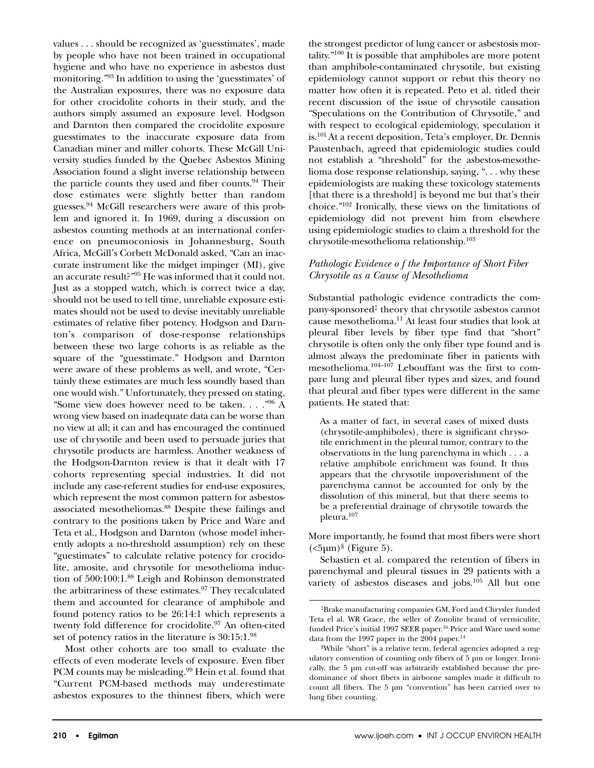values . . . should be recognized as 'guesstimates', made by people who have not been trained in occupational hygiene and who have no experience in asbestos dust monitoring."[93] In addition to using the 'guesstimates' of the Australian exposures, there was no exposure data for other crocidolite cohorts in their study, and the authors simply assumed an exposure level. Hodgson and Darnton then compared the crocidolite exposure guesstimates to the inaccurate exposure data from Canadian miner and miller cohorts. These McGill University studies funded by the Quebec Asbestos Mining Association found a slight inverse relationship between the particle counts they used and fiber counts.[94] Their dose estimates were slightly better than random guesses.[94] McGill researchers were aware of this problem and ignored it. In 1969, during a discussion on asbestos counting methods at an international conference on pneumoconiosis in Johannesburg, South Africa, McGill's Corbett McDonald asked, "Can an inaccurate instrument like the midget impinger (MI), give an accurate result?"[95] He was informed that it could not. Just as a stopped watch, which is correct twice a day, should not be used to tell time, unreliable exposure estimates should not be used to devise inevitably unreliable estimates of relative fiber potency. Hodgson and Darnton's comparison of dose-response relationships between these two large cohorts is as reliable as the square of the "guesstimate." Hodgson and Darnton were aware of these problems as well, and wrote, "Certainly these estimates are much less soundly based than one would wish." Unfortunately, they pressed on stating, "Some view does however need to be taken. . . ."[96] A wrong view based on inadequate data can be worse than no view at all; it can and has encouraged the continued use of chrysotile and been used to persuade juries that chrysotile products are harmless. Another weakness of the Hodgson-Darnton review is that it dealt with 17 cohorts representing special industries. It did not include any case-referent studies for end-use exposures, which represent the most common pattern for asbestos-associated mesotheliomas.[88] Despite these failings and contrary to the positions taken by Price and Ware and Teta et al., Hodgson and Darnton (whose model inherently adopts a no-threshold assumption) rely on these "guestimates" to calculate relative potency for crocidolite, amosite, and chrysotile for mesothelioma induction of 500:100:1.[88] Leigh and Robinson demonstrated the arbitrariness of these estimates.[97] They recalculated them and accounted for clearance of amphibole and found potency ratios to be 26:14:1 which represents a twenty fold difference for crocidolite.[97] An often-cited set of potency ratios in the literature is 30:15:1.[98]

Most other cohorts are too small to evaluate the effects of even moderate levels of exposure. Even fiber PCM counts may be misleading.[99] Hein et al. found that "Current PCM-based methods may underestimate asbestos exposures to the thinnest fibers, which were the strongest predictor of lung cancer or asbestosis mortality."[100] It is possible that amphiboles are more potent than amphibole-contaminated chrysotile, but existing epidemiology cannot support or rebut this theory no matter how often it is repeated. Peto et al. titled their recent discussion of the issue of chrysotile causation "Speculations on the Contribution of Chrysotile," and with respect to ecological epidemiology, speculation it is.[101] At a recent deposition, Teta's employer, Dr. Dennis Paustenbach, agreed that epidemiologic studies could not establish a "threshold" for the asbestos-mesothelioma dose response relationship, saying, ". . . why these epidemiologists are making these toxicology statements [that there is a threshold] is beyond me but that's their choice."[102] Ironically, these views on the limitations of epidemiology did not prevent him from elsewhere using epidemiologic studies to claim a threshold for the chrysotile-mesothelioma relationship.[103]

### *Pathologic Evidence o f the Importance of Short Fiber Chrysotile as a Cause of Mesothelioma*

Substantial pathologic evidence contradicts the company-sponsored[‡] theory that chrysotile asbestos cannot cause mesothelioma.[11] At least four studies that look at pleural fiber levels by fiber type find that "short" chrysotile is often only the only fiber type found and is almost always the predominate fiber in patients with mesothelioma.[104–107] Lebouffant was the first to compare lung and pleural fiber types and sizes, and found that pleural and fiber types were different in the same patients. He stated that:

> As a matter of fact, in several cases of mixed dusts (chrysotile-amphiboles), there is significant chrysotile enrichment in the pleural tumor, contrary to the observations in the lung parenchyma in which . . . a relative amphibole enrichment was found. It thus appears that the chrysotile impoverishment of the parenchyma cannot be accounted for only by the dissolution of this mineral, but that there seems to be a preferential drainage of chrysotile towards the pleura.[107]

More importantly, he found that most fibers were short (<5μm)[§] (Figure 5).

Sebastien et al. compared the retention of fibers in parenchymal and pleural tissues in 29 patients with a variety of asbestos diseases and jobs.[105] All but one

---

[‡]Brake manufacturing companies GM, Ford and Chrysler funded Teta el al. WR Grace, the seller of Zonolite brand of vermiculite, funded Price's initial 1997 SEER paper.[16] Price and Ware used some data from the 1997 paper in the 2004 paper.[14]

[§]While "short" is a relative term, federal agencies adopted a regulatory convention of counting only fibers of 5 μm or longer. Ironically, the 5 μm cut-off was arbitrarily established because the predominance of short fibers in airborne samples made it difficult to count all fibers. The 5 μm "convention" has been carried over to lung fiber counting.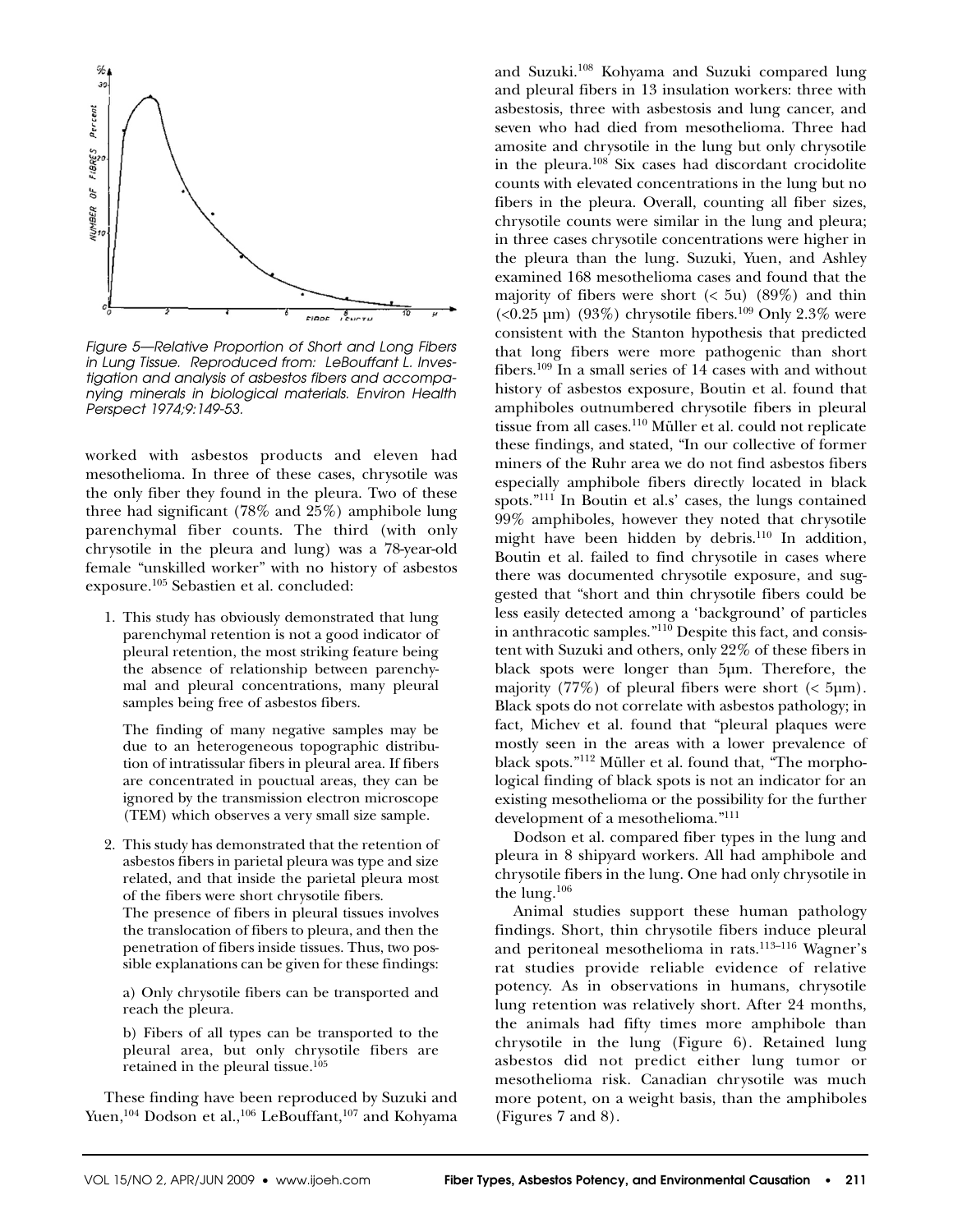Figure 5—Relative Proportion of Short and Long Fibers in Lung Tissue. Reproduced from: LeBouffant L. Investigation and analysis of asbestos fibers and accompanying minerals in biological materials. Environ Health Perspect 1974;9:149-53.

worked with asbestos products and eleven had mesothelioma. In three of these cases, chrysotile was the only fiber they found in the pleura. Two of these three had significant (78% and 25%) amphibole lung parenchymal fiber counts. The third (with only chrysotile in the pleura and lung) was a 78-year-old female "unskilled worker" with no history of asbestos exposure.[105] Sebastien et al. concluded:

1. This study has obviously demonstrated that lung parenchymal retention is not a good indicator of pleural retention, the most striking feature being the absence of relationship between parenchymal and pleural concentrations, many pleural samples being free of asbestos fibers.

   The finding of many negative samples may be due to an heterogeneous topographic distribution of intratissular fibers in pleural area. If fibers are concentrated in pouctual areas, they can be ignored by the transmission electron microscope (TEM) which observes a very small size sample.

2. This study has demonstrated that the retention of asbestos fibers in parietal pleura was type and size related, and that inside the parietal pleura most of the fibers were short chrysotile fibers.

   The presence of fibers in pleural tissues involves the translocation of fibers to pleura, and then the penetration of fibers inside tissues. Thus, two possible explanations can be given for these findings:

   a) Only chrysotile fibers can be transported and reach the pleura.

   b) Fibers of all types can be transported to the pleural area, but only chrysotile fibers are retained in the pleural tissue.[105]

These finding have been reproduced by Suzuki and Yuen,[104] Dodson et al.,[106] LeBouffant,[107] and Kohyama and Suzuki.[108] Kohyama and Suzuki compared lung and pleural fibers in 13 insulation workers: three with asbestosis, three with asbestosis and lung cancer, and seven who had died from mesothelioma. Three had amosite and chrysotile in the lung but only chrysotile in the pleura.[108] Six cases had discordant crocidolite counts with elevated concentrations in the lung but no fibers in the pleura. Overall, counting all fiber sizes, chrysotile counts were similar in the lung and pleura; in three cases chrysotile concentrations were higher in the pleura than the lung. Suzuki, Yuen, and Ashley examined 168 mesothelioma cases and found that the majority of fibers were short (< 5u) (89%) and thin (<0.25 µm) (93%) chrysotile fibers.[109] Only 2.3% were consistent with the Stanton hypothesis that predicted that long fibers were more pathogenic than short fibers.[109] In a small series of 14 cases with and without history of asbestos exposure, Boutin et al. found that amphiboles outnumbered chrysotile fibers in pleural tissue from all cases.[110] Müller et al. could not replicate these findings, and stated, "In our collective of former miners of the Ruhr area we do not find asbestos fibers especially amphibole fibers directly located in black spots."[111] In Boutin et al.s' cases, the lungs contained 99% amphiboles, however they noted that chrysotile might have been hidden by debris.[110] In addition, Boutin et al. failed to find chrysotile in cases where there was documented chrysotile exposure, and suggested that "short and thin chrysotile fibers could be less easily detected among a 'background' of particles in anthracotic samples."[110] Despite this fact, and consistent with Suzuki and others, only 22% of these fibers in black spots were longer than 5µm. Therefore, the majority (77%) of pleural fibers were short (< 5µm). Black spots do not correlate with asbestos pathology; in fact, Michev et al. found that "pleural plaques were mostly seen in the areas with a lower prevalence of black spots."[112] Müller et al. found that, "The morphological finding of black spots is not an indicator for an existing mesothelioma or the possibility for the further development of a mesothelioma."[111]

Dodson et al. compared fiber types in the lung and pleura in 8 shipyard workers. All had amphibole and chrysotile fibers in the lung. One had only chrysotile in the lung.[106]

Animal studies support these human pathology findings. Short, thin chrysotile fibers induce pleural and peritoneal mesothelioma in rats.[113–116] Wagner's rat studies provide reliable evidence of relative potency. As in observations in humans, chrysotile lung retention was relatively short. After 24 months, the animals had fifty times more amphibole than chrysotile in the lung (Figure 6). Retained lung asbestos did not predict either lung tumor or mesothelioma risk. Canadian chrysotile was much more potent, on a weight basis, than the amphiboles (Figures 7 and 8).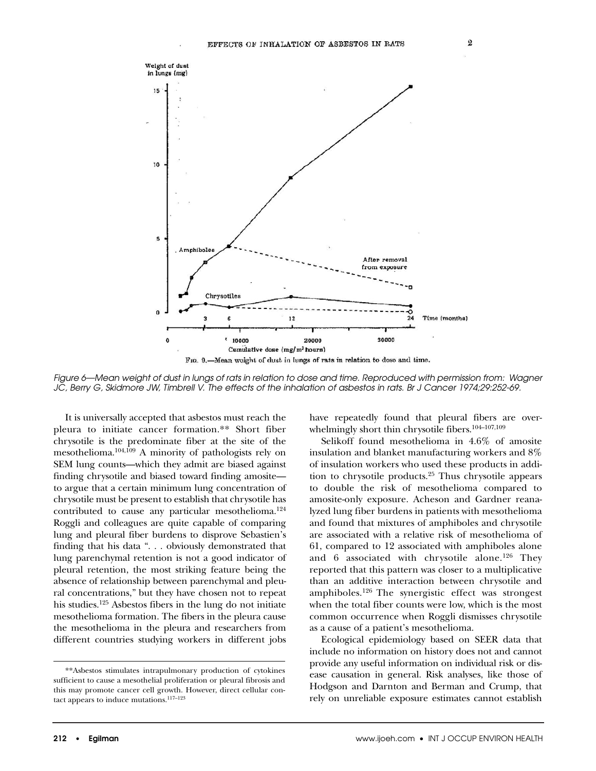*Figure 6—Mean weight of dust in lungs of rats in relation to dose and time. Reproduced with permission from: Wagner JC, Berry G, Skidmore JW, Timbrell V. The effects of the inhalation of asbestos in rats. Br J Cancer 1974;29:252-69.*

It is universally accepted that asbestos must reach the pleura to initiate cancer formation.** Short fiber chrysotile is the predominate fiber at the site of the mesothelioma.[104,109] A minority of pathologists rely on SEM lung counts—which they admit are biased against finding chrysotile and biased toward finding amosite—to argue that a certain minimum lung concentration of chrysotile must be present to establish that chrysotile has contributed to cause any particular mesothelioma.[124] Roggli and colleagues are quite capable of comparing lung and pleural fiber burdens to disprove Sebastien's finding that his data ". . . obviously demonstrated that lung parenchymal retention is not a good indicator of pleural retention, the most striking feature being the absence of relationship between parenchymal and pleural concentrations," but they have chosen not to repeat his studies.[125] Asbestos fibers in the lung do not initiate mesothelioma formation. The fibers in the pleura cause the mesothelioma in the pleura and researchers from different countries studying workers in different jobs have repeatedly found that pleural fibers are overwhelmingly short thin chrysotile fibers.[104–107,109]

Selikoff found mesothelioma in 4.6% of amosite insulation and blanket manufacturing workers and 8% of insulation workers who used these products in addition to chrysotile products.[25] Thus chrysotile appears to double the risk of mesothelioma compared to amosite-only exposure. Acheson and Gardner reanalyzed lung fiber burdens in patients with mesothelioma and found that mixtures of amphiboles and chrysotile are associated with a relative risk of mesothelioma of 61, compared to 12 associated with amphiboles alone and 6 associated with chrysotile alone.[126] They reported that this pattern was closer to a multiplicative than an additive interaction between chrysotile and amphiboles.[126] The synergistic effect was strongest when the total fiber counts were low, which is the most common occurrence when Roggli dismisses chrysotile as a cause of a patient's mesothelioma.

Ecological epidemiology based on SEER data that include no information on history does not and cannot provide any useful information on individual risk or disease causation in general. Risk analyses, like those of Hodgson and Darnton and Berman and Crump, that rely on unreliable exposure estimates cannot establish

**Asbestos stimulates intrapulmonary production of cytokines sufficient to cause a mesothelial proliferation or pleural fibrosis and this may promote cancer cell growth. However, direct cellular contact appears to induce mutations.[117–123]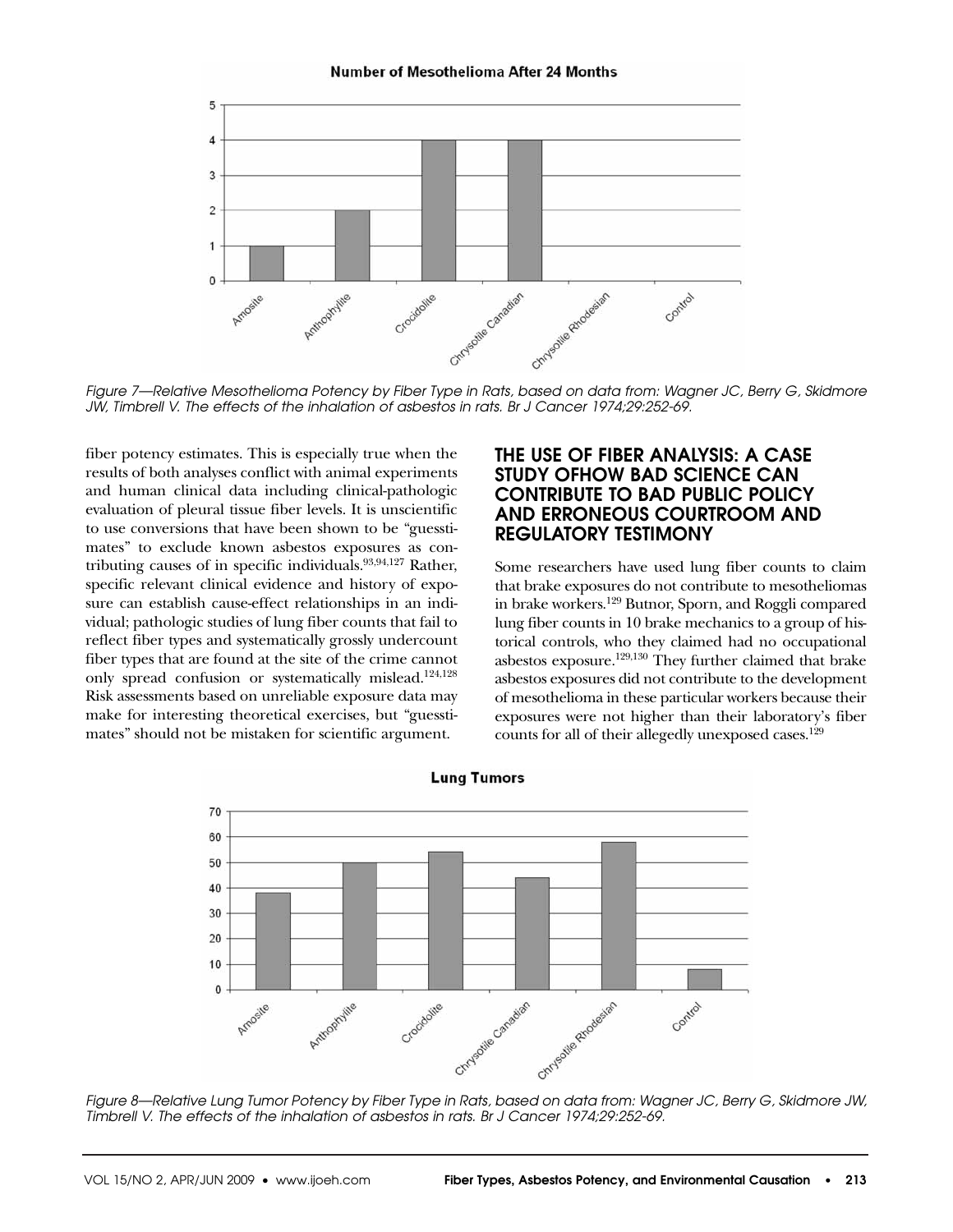Figure 7—Relative Mesothelioma Potency by Fiber Type in Rats, based on data from: Wagner JC, Berry G, Skidmore JW, Timbrell V. The effects of the inhalation of asbestos in rats. Br J Cancer 1974;29:252-69.

fiber potency estimates. This is especially true when the results of both analyses conflict with animal experiments and human clinical data including clinical-pathologic evaluation of pleural tissue fiber levels. It is unscientific to use conversions that have been shown to be "guesstimates" to exclude known asbestos exposures as contributing causes of in specific individuals.[93,94,127] Rather, specific relevant clinical evidence and history of exposure can establish cause-effect relationships in an individual; pathologic studies of lung fiber counts that fail to reflect fiber types and systematically grossly undercount fiber types that are found at the site of the crime cannot only spread confusion or systematically mislead.[124,128] Risk assessments based on unreliable exposure data may make for interesting theoretical exercises, but "guesstimates" should not be mistaken for scientific argument.

## THE USE OF FIBER ANALYSIS: A CASE STUDY OFHOW BAD SCIENCE CAN CONTRIBUTE TO BAD PUBLIC POLICY AND ERRONEOUS COURTROOM AND REGULATORY TESTIMONY

Some researchers have used lung fiber counts to claim that brake exposures do not contribute to mesotheliomas in brake workers.[129] Butnor, Sporn, and Roggli compared lung fiber counts in 10 brake mechanics to a group of historical controls, who they claimed had no occupational asbestos exposure.[129,130] They further claimed that brake asbestos exposures did not contribute to the development of mesothelioma in these particular workers because their exposures were not higher than their laboratory's fiber counts for all of their allegedly unexposed cases.[129]

Figure 8—Relative Lung Tumor Potency by Fiber Type in Rats, based on data from: Wagner JC, Berry G, Skidmore JW, Timbrell V. The effects of the inhalation of asbestos in rats. Br J Cancer 1974;29:252-69.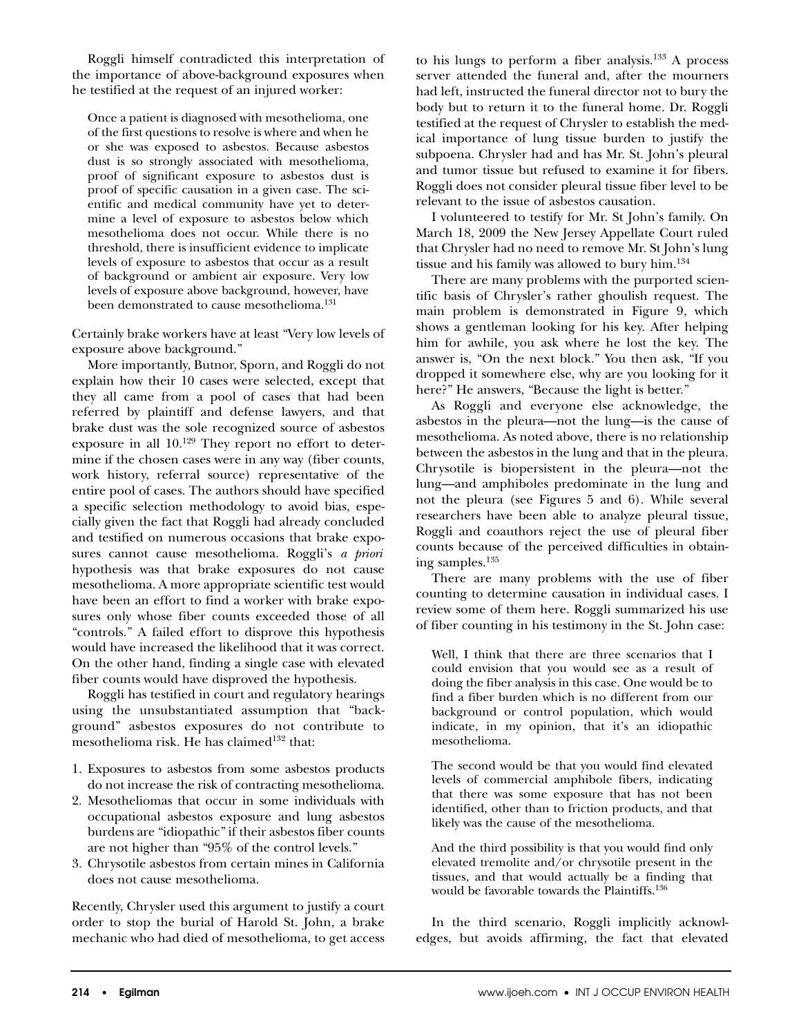Roggli himself contradicted this interpretation of the importance of above-background exposures when he testified at the request of an injured worker:

> Once a patient is diagnosed with mesothelioma, one of the first questions to resolve is where and when he or she was exposed to asbestos. Because asbestos dust is so strongly associated with mesothelioma, proof of significant exposure to asbestos dust is proof of specific causation in a given case. The scientific and medical community have yet to determine a level of exposure to asbestos below which mesothelioma does not occur. While there is no threshold, there is insufficient evidence to implicate levels of exposure to asbestos that occur as a result of background or ambient air exposure. Very low levels of exposure above background, however, have been demonstrated to cause mesothelioma.[131]

Certainly brake workers have at least "Very low levels of exposure above background."

More importantly, Butnor, Sporn, and Roggli do not explain how their 10 cases were selected, except that they all came from a pool of cases that had been referred by plaintiff and defense lawyers, and that brake dust was the sole recognized source of asbestos exposure in all 10.[129] They report no effort to determine if the chosen cases were in any way (fiber counts, work history, referral source) representative of the entire pool of cases. The authors should have specified a specific selection methodology to avoid bias, especially given the fact that Roggli had already concluded and testified on numerous occasions that brake exposures cannot cause mesothelioma. Roggli's *a priori* hypothesis was that brake exposures do not cause mesothelioma. A more appropriate scientific test would have been an effort to find a worker with brake exposures only whose fiber counts exceeded those of all "controls." A failed effort to disprove this hypothesis would have increased the likelihood that it was correct. On the other hand, finding a single case with elevated fiber counts would have disproved the hypothesis.

Roggli has testified in court and regulatory hearings using the unsubstantiated assumption that "background" asbestos exposures do not contribute to mesothelioma risk. He has claimed[132] that:

1. Exposures to asbestos from some asbestos products do not increase the risk of contracting mesothelioma.
2. Mesotheliomas that occur in some individuals with occupational asbestos exposure and lung asbestos burdens are "idiopathic" if their asbestos fiber counts are not higher than "95% of the control levels."
3. Chrysotile asbestos from certain mines in California does not cause mesothelioma.

Recently, Chrysler used this argument to justify a court order to stop the burial of Harold St. John, a brake mechanic who had died of mesothelioma, to get access to his lungs to perform a fiber analysis.[133] A process server attended the funeral and, after the mourners had left, instructed the funeral director not to bury the body but to return it to the funeral home. Dr. Roggli testified at the request of Chrysler to establish the medical importance of lung tissue burden to justify the subpoena. Chrysler had and has Mr. St. John's pleural and tumor tissue but refused to examine it for fibers. Roggli does not consider pleural tissue fiber level to be relevant to the issue of asbestos causation.

I volunteered to testify for Mr. St John's family. On March 18, 2009 the New Jersey Appellate Court ruled that Chrysler had no need to remove Mr. St John's lung tissue and his family was allowed to bury him.[134]

There are many problems with the purported scientific basis of Chrysler's rather ghoulish request. The main problem is demonstrated in Figure 9, which shows a gentleman looking for his key. After helping him for awhile, you ask where he lost the key. The answer is, "On the next block." You then ask, "If you dropped it somewhere else, why are you looking for it here?" He answers, "Because the light is better."

As Roggli and everyone else acknowledge, the asbestos in the pleura—not the lung—is the cause of mesothelioma. As noted above, there is no relationship between the asbestos in the lung and that in the pleura. Chrysotile is biopersistent in the pleura—not the lung—and amphiboles predominate in the lung and not the pleura (see Figures 5 and 6). While several researchers have been able to analyze pleural tissue, Roggli and coauthors reject the use of pleural fiber counts because of the perceived difficulties in obtaining samples.[135]

There are many problems with the use of fiber counting to determine causation in individual cases. I review some of them here. Roggli summarized his use of fiber counting in his testimony in the St. John case:

> Well, I think that there are three scenarios that I could envision that you would see as a result of doing the fiber analysis in this case. One would be to find a fiber burden which is no different from our background or control population, which would indicate, in my opinion, that it's an idiopathic mesothelioma.
>
> The second would be that you would find elevated levels of commercial amphibole fibers, indicating that there was some exposure that has not been identified, other than to friction products, and that likely was the cause of the mesothelioma.
>
> And the third possibility is that you would find only elevated tremolite and/or chrysotile present in the tissues, and that would actually be a finding that would be favorable towards the Plaintiffs.[136]

In the third scenario, Roggli implicitly acknowledges, but avoids affirming, the fact that elevated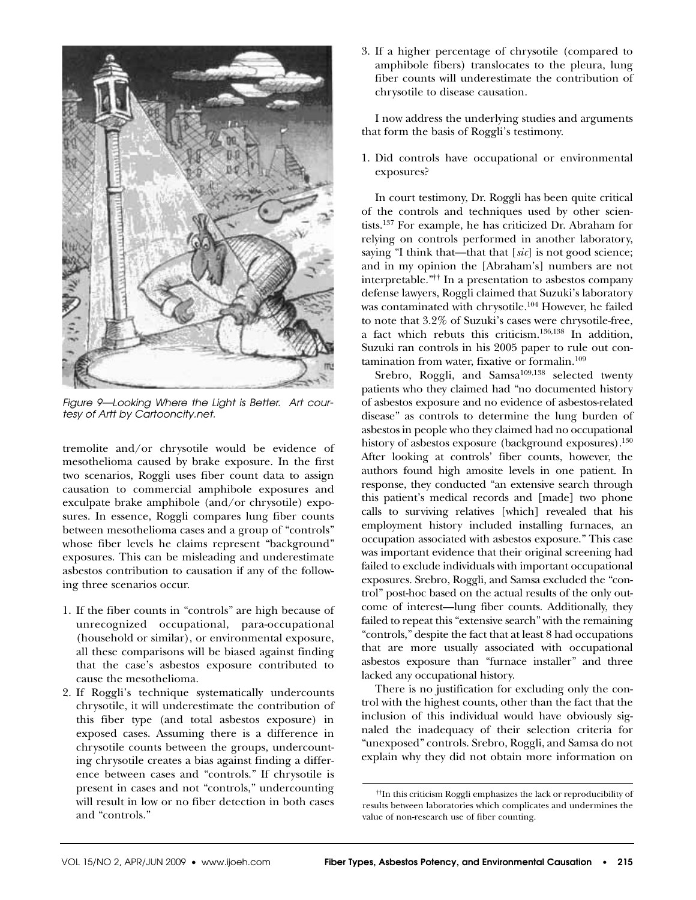Figure 9—Looking Where the Light is Better. Art courtesy of Artt by Cartooncity.net.

tremolite and/or chrysotile would be evidence of mesothelioma caused by brake exposure. In the first two scenarios, Roggli uses fiber count data to assign causation to commercial amphibole exposures and exculpate brake amphibole (and/or chrysotile) exposures. In essence, Roggli compares lung fiber counts between mesothelioma cases and a group of "controls" whose fiber levels he claims represent "background" exposures. This can be misleading and underestimate asbestos contribution to causation if any of the following three scenarios occur.

1. If the fiber counts in "controls" are high because of unrecognized occupational, para-occupational (household or similar), or environmental exposure, all these comparisons will be biased against finding that the case's asbestos exposure contributed to cause the mesothelioma.
2. If Roggli's technique systematically undercounts chrysotile, it will underestimate the contribution of this fiber type (and total asbestos exposure) in exposed cases. Assuming there is a difference in chrysotile counts between the groups, undercounting chrysotile creates a bias against finding a difference between cases and "controls." If chrysotile is present in cases and not "controls," undercounting will result in low or no fiber detection in both cases and "controls."
3. If a higher percentage of chrysotile (compared to amphibole fibers) translocates to the pleura, lung fiber counts will underestimate the contribution of chrysotile to disease causation.

I now address the underlying studies and arguments that form the basis of Roggli's testimony.

1. Did controls have occupational or environmental exposures?

In court testimony, Dr. Roggli has been quite critical of the controls and techniques used by other scientists.[137] For example, he has criticized Dr. Abraham for relying on controls performed in another laboratory, saying "I think that—that that [*sic*] is not good science; and in my opinion the [Abraham's] numbers are not interpretable."[††] In a presentation to asbestos company defense lawyers, Roggli claimed that Suzuki's laboratory was contaminated with chrysotile.[104] However, he failed to note that 3.2% of Suzuki's cases were chrysotile-free, a fact which rebuts this criticism.[136,138] In addition, Suzuki ran controls in his 2005 paper to rule out contamination from water, fixative or formalin.[109]

Srebro, Roggli, and Samsa[109,138] selected twenty patients who they claimed had "no documented history of asbestos exposure and no evidence of asbestos-related disease" as controls to determine the lung burden of asbestos in people who they claimed had no occupational history of asbestos exposure (background exposures).[130] After looking at controls' fiber counts, however, the authors found high amosite levels in one patient. In response, they conducted "an extensive search through this patient's medical records and [made] two phone calls to surviving relatives [which] revealed that his employment history included installing furnaces, an occupation associated with asbestos exposure." This case was important evidence that their original screening had failed to exclude individuals with important occupational exposures. Srebro, Roggli, and Samsa excluded the "control" post-hoc based on the actual results of the only outcome of interest—lung fiber counts. Additionally, they failed to repeat this "extensive search" with the remaining "controls," despite the fact that at least 8 had occupations that are more usually associated with occupational asbestos exposure than "furnace installer" and three lacked any occupational history.

There is no justification for excluding only the control with the highest counts, other than the fact that the inclusion of this individual would have obviously signaled the inadequacy of their selection criteria for "unexposed" controls. Srebro, Roggli, and Samsa do not explain why they did not obtain more information on

[††] In this criticism Roggli emphasizes the lack or reproducibility of results between laboratories which complicates and undermines the value of non-research use of fiber counting.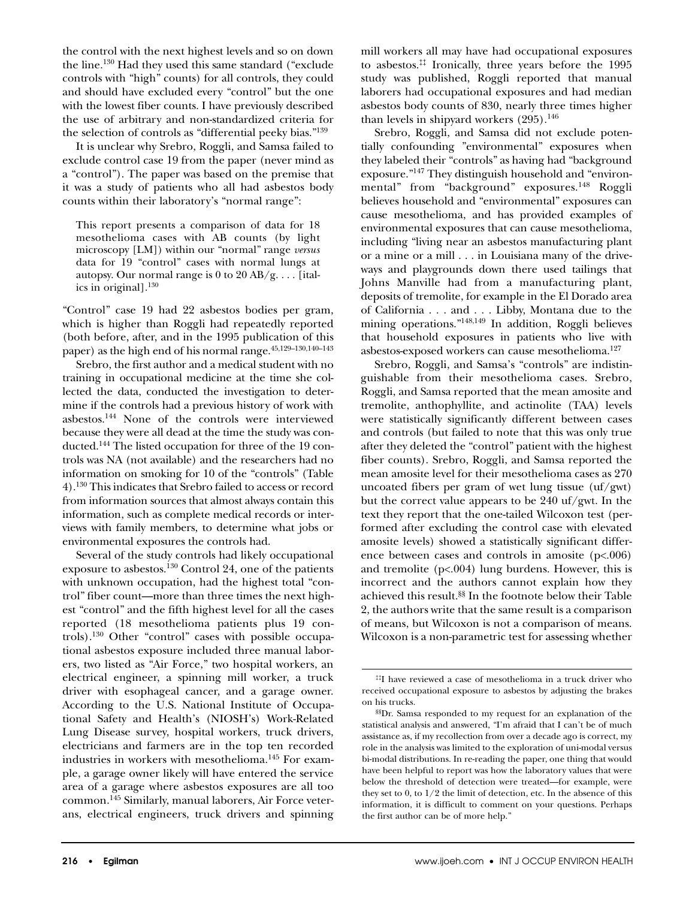the control with the next highest levels and so on down the line.[130] Had they used this same standard ("exclude controls with "high" counts) for all controls, they could and should have excluded every "control" but the one with the lowest fiber counts. I have previously described the use of arbitrary and non-standardized criteria for the selection of controls as "differential peeky bias."[139]

It is unclear why Srebro, Roggli, and Samsa failed to exclude control case 19 from the paper (never mind as a "control"). The paper was based on the premise that it was a study of patients who all had asbestos body counts within their laboratory's "normal range":

> This report presents a comparison of data for 18 mesothelioma cases with AB counts (by light microscopy [LM]) within our "normal" range *versus* data for 19 "control" cases with normal lungs at autopsy. Our normal range is 0 to 20 AB/g. . . . [italics in original].[130]

"Control" case 19 had 22 asbestos bodies per gram, which is higher than Roggli had repeatedly reported (both before, after, and in the 1995 publication of this paper) as the high end of his normal range.[45,129–130,140–143]

Srebro, the first author and a medical student with no training in occupational medicine at the time she collected the data, conducted the investigation to determine if the controls had a previous history of work with asbestos.[144] None of the controls were interviewed because they were all dead at the time the study was conducted.[144] The listed occupation for three of the 19 controls was NA (not available) and the researchers had no information on smoking for 10 of the "controls" (Table 4).[130] This indicates that Srebro failed to access or record from information sources that almost always contain this information, such as complete medical records or interviews with family members, to determine what jobs or environmental exposures the controls had.

Several of the study controls had likely occupational exposure to asbestos.[130] Control 24, one of the patients with unknown occupation, had the highest total "control" fiber count—more than three times the next highest "control" and the fifth highest level for all the cases reported (18 mesothelioma patients plus 19 controls).[130] Other "control" cases with possible occupational asbestos exposure included three manual laborers, two listed as "Air Force," two hospital workers, an electrical engineer, a spinning mill worker, a truck driver with esophageal cancer, and a garage owner. According to the U.S. National Institute of Occupational Safety and Health's (NIOSH's) Work-Related Lung Disease survey, hospital workers, truck drivers, electricians and farmers are in the top ten recorded industries in workers with mesothelioma.[145] For example, a garage owner likely will have entered the service area of a garage where asbestos exposures are all too common.[145] Similarly, manual laborers, Air Force veterans, electrical engineers, truck drivers and spinning mill workers all may have had occupational exposures to asbestos.[‡‡] Ironically, three years before the 1995 study was published, Roggli reported that manual laborers had occupational exposures and had median asbestos body counts of 830, nearly three times higher than levels in shipyard workers (295).[146]

Srebro, Roggli, and Samsa did not exclude potentially confounding "environmental" exposures when they labeled their "controls" as having had "background exposure."[147] They distinguish household and "environmental" from "background" exposures.[148] Roggli believes household and "environmental" exposures can cause mesothelioma, and has provided examples of environmental exposures that can cause mesothelioma, including "living near an asbestos manufacturing plant or a mine or a mill . . . in Louisiana many of the driveways and playgrounds down there used tailings that Johns Manville had from a manufacturing plant, deposits of tremolite, for example in the El Dorado area of California . . . and . . . Libby, Montana due to the mining operations."[148,149] In addition, Roggli believes that household exposures in patients who live with asbestos-exposed workers can cause mesothelioma.[127]

Srebro, Roggli, and Samsa's "controls" are indistinguishable from their mesothelioma cases. Srebro, Roggli, and Samsa reported that the mean amosite and tremolite, anthophyllite, and actinolite (TAA) levels were statistically significantly different between cases and controls (but failed to note that this was only true after they deleted the "control" patient with the highest fiber counts). Srebro, Roggli, and Samsa reported the mean amosite level for their mesothelioma cases as 270 uncoated fibers per gram of wet lung tissue (uf/gwt) but the correct value appears to be 240 uf/gwt. In the text they report that the one-tailed Wilcoxon test (performed after excluding the control case with elevated amosite levels) showed a statistically significant difference between cases and controls in amosite ($p<.006$) and tremolite ($p<.004$) lung burdens. However, this is incorrect and the authors cannot explain how they achieved this result.[§§] In the footnote below their Table 2, the authors write that the same result is a comparison of means, but Wilcoxon is not a comparison of means. Wilcoxon is a non-parametric test for assessing whether

---

[‡‡] I have reviewed a case of mesothelioma in a truck driver who received occupational exposure to asbestos by adjusting the brakes on his trucks.

[§§] Dr. Samsa responded to my request for an explanation of the statistical analysis and answered, "I'm afraid that I can't be of much assistance as, if my recollection from over a decade ago is correct, my role in the analysis was limited to the exploration of uni-modal versus bi-modal distributions. In re-reading the paper, one thing that would have been helpful to report was how the laboratory values that were below the threshold of detection were treated—for example, were they set to 0, to 1/2 the limit of detection, etc. In the absence of this information, it is difficult to comment on your questions. Perhaps the first author can be of more help."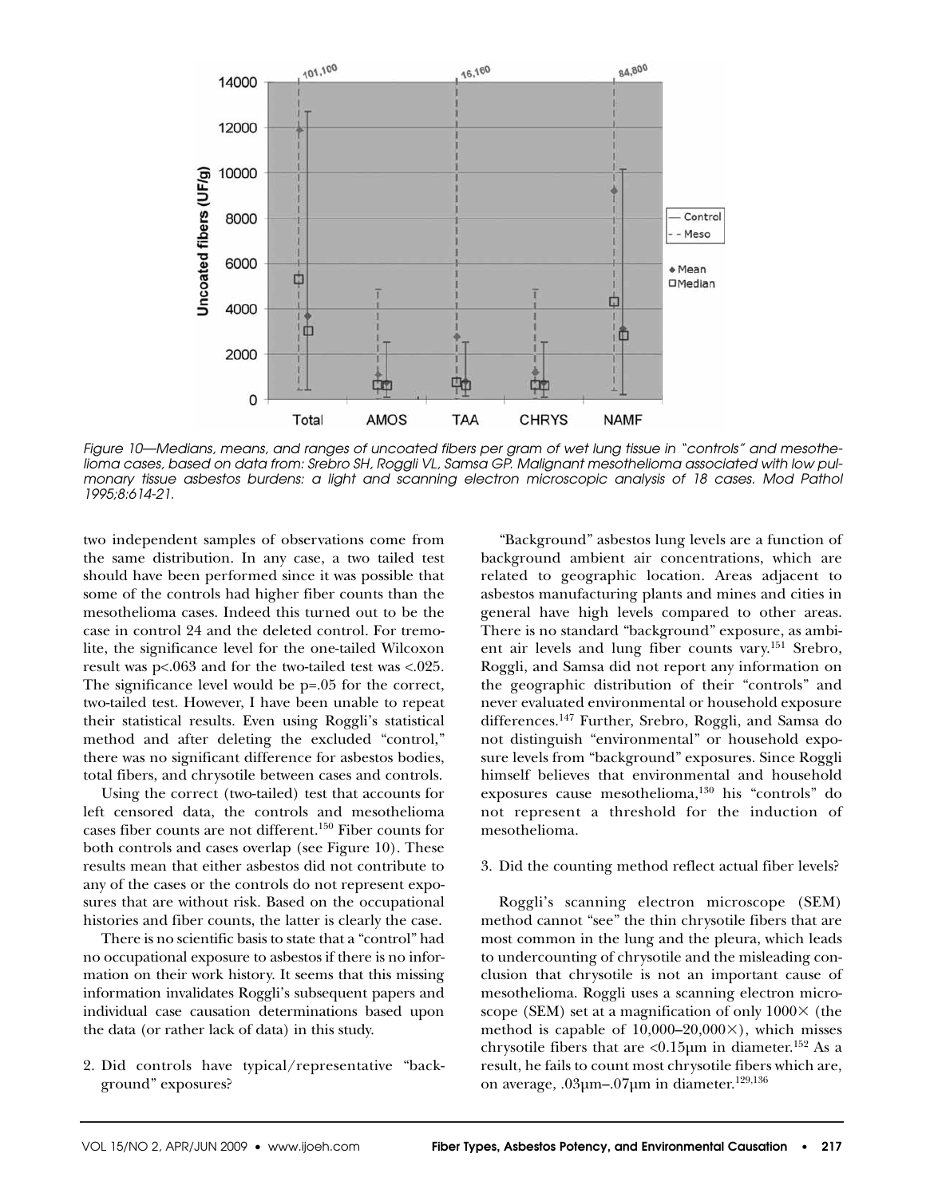Figure 10—Medians, means, and ranges of uncoated fibers per gram of wet lung tissue in "controls" and mesothelioma cases, based on data from: Srebro SH, Roggli VL, Samsa GP. Malignant mesothelioma associated with low pulmonary tissue asbestos burdens: a light and scanning electron microscopic analysis of 18 cases. Mod Pathol 1995;8:614-21.

two independent samples of observations come from the same distribution. In any case, a two tailed test should have been performed since it was possible that some of the controls had higher fiber counts than the mesothelioma cases. Indeed this turned out to be the case in control 24 and the deleted control. For tremolite, the significance level for the one-tailed Wilcoxon result was $p<.063$ and for the two-tailed test was $<.025$. The significance level would be $p=.05$ for the correct, two-tailed test. However, I have been unable to repeat their statistical results. Even using Roggli's statistical method and after deleting the excluded "control," there was no significant difference for asbestos bodies, total fibers, and chrysotile between cases and controls.

Using the correct (two-tailed) test that accounts for left censored data, the controls and mesothelioma cases fiber counts are not different.[150] Fiber counts for both controls and cases overlap (see Figure 10). These results mean that either asbestos did not contribute to any of the cases or the controls do not represent exposures that are without risk. Based on the occupational histories and fiber counts, the latter is clearly the case.

There is no scientific basis to state that a "control" had no occupational exposure to asbestos if there is no information on their work history. It seems that this missing information invalidates Roggli's subsequent papers and individual case causation determinations based upon the data (or rather lack of data) in this study.

2. Did controls have typical/representative "background" exposures?

"Background" asbestos lung levels are a function of background ambient air concentrations, which are related to geographic location. Areas adjacent to asbestos manufacturing plants and mines and cities in general have high levels compared to other areas. There is no standard "background" exposure, as ambient air levels and lung fiber counts vary.[151] Srebro, Roggli, and Samsa did not report any information on the geographic distribution of their "controls" and never evaluated environmental or household exposure differences.[147] Further, Srebro, Roggli, and Samsa do not distinguish "environmental" or household exposure levels from "background" exposures. Since Roggli himself believes that environmental and household exposures cause mesothelioma,[130] his "controls" do not represent a threshold for the induction of mesothelioma.

3. Did the counting method reflect actual fiber levels?

Roggli's scanning electron microscope (SEM) method cannot "see" the thin chrysotile fibers that are most common in the lung and the pleura, which leads to undercounting of chrysotile and the misleading conclusion that chrysotile is not an important cause of mesothelioma. Roggli uses a scanning electron microscope (SEM) set at a magnification of only 1000× (the method is capable of 10,000–20,000×), which misses chrysotile fibers that are <0.15μm in diameter.[152] As a result, he fails to count most chrysotile fibers which are, on average, .03μm–.07μm in diameter.[129,136]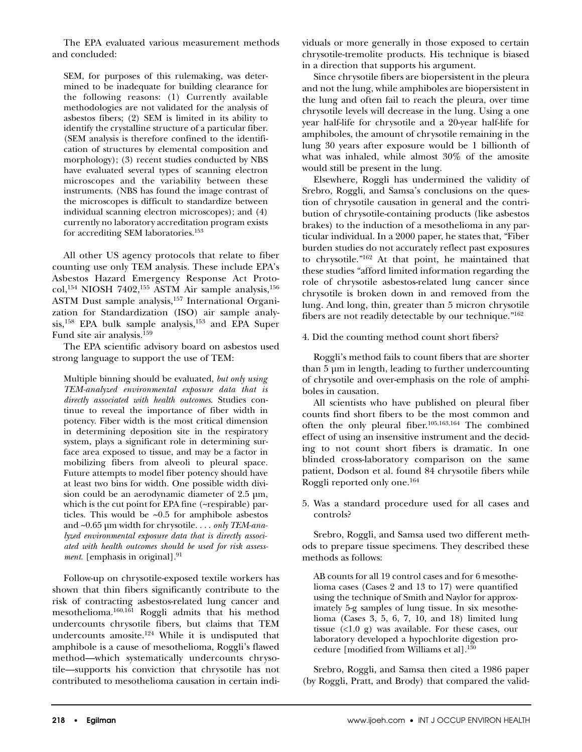The EPA evaluated various measurement methods and concluded:

> SEM, for purposes of this rulemaking, was determined to be inadequate for building clearance for the following reasons: (1) Currently available methodologies are not validated for the analysis of asbestos fibers; (2) SEM is limited in its ability to identify the crystalline structure of a particular fiber. (SEM analysis is therefore confined to the identification of structures by elemental composition and morphology); (3) recent studies conducted by NBS have evaluated several types of scanning electron microscopes and the variability between these instruments. (NBS has found the image contrast of the microscopes is difficult to standardize between individual scanning electron microscopes); and (4) currently no laboratory accreditation program exists for accrediting SEM laboratories.[153]

All other US agency protocols that relate to fiber counting use only TEM analysis. These include EPA's Asbestos Hazard Emergency Response Act Protocol,[154] NIOSH 7402,[155] ASTM Air sample analysis,[156] ASTM Dust sample analysis,[157] International Organization for Standardization (ISO) air sample analysis,[158] EPA bulk sample analysis,[153] and EPA Super Fund site air analysis.[159]

The EPA scientific advisory board on asbestos used strong language to support the use of TEM:

> Multiple binning should be evaluated, *but only using TEM-analyzed environmental exposure data that is directly associated with health outcomes*. Studies continue to reveal the importance of fiber width in potency. Fiber width is the most critical dimension in determining deposition site in the respiratory system, plays a significant role in determining surface area exposed to tissue, and may be a factor in mobilizing fibers from alveoli to pleural space. Future attempts to model fiber potency should have at least two bins for width. One possible width division could be an aerodynamic diameter of 2.5 µm, which is the cut point for EPA fine (~respirable) particles. This would be ~0.5 for amphibole asbestos and ~0.65 µm width for chrysotile. . . . *only TEM-analyzed environmental exposure data that is directly associated with health outcomes should be used for risk assessment*. [emphasis in original].[91]

Follow-up on chrysotile-exposed textile workers has shown that thin fibers significantly contribute to the risk of contracting asbestos-related lung cancer and mesothelioma.[160,161] Roggli admits that his method undercounts chrysotile fibers, but claims that TEM undercounts amosite.[124] While it is undisputed that amphibole is a cause of mesothelioma, Roggli's flawed method—which systematically undercounts chrysotile—supports his conviction that chrysotile has not contributed to mesothelioma causation in certain individuals or more generally in those exposed to certain chrysotile-tremolite products. His technique is biased in a direction that supports his argument.

Since chrysotile fibers are biopersistent in the pleura and not the lung, while amphiboles are biopersistent in the lung and often fail to reach the pleura, over time chrysotile levels will decrease in the lung. Using a one year half-life for chrysotile and a 20-year half-life for amphiboles, the amount of chrysotile remaining in the lung 30 years after exposure would be 1 billionth of what was inhaled, while almost 30% of the amosite would still be present in the lung.

Elsewhere, Roggli has undermined the validity of Srebro, Roggli, and Samsa's conclusions on the question of chrysotile causation in general and the contribution of chrysotile-containing products (like asbestos brakes) to the induction of a mesothelioma in any particular individual. In a 2000 paper, he states that, "Fiber burden studies do not accurately reflect past exposures to chrysotile."[162] At that point, he maintained that these studies "afford limited information regarding the role of chrysotile asbestos-related lung cancer since chrysotile is broken down in and removed from the lung. And long, thin, greater than 5 micron chrysotile fibers are not readily detectable by our technique."[162]

4. Did the counting method count short fibers?

Roggli's method fails to count fibers that are shorter than 5 µm in length, leading to further undercounting of chrysotile and over-emphasis on the role of amphiboles in causation.

All scientists who have published on pleural fiber counts find short fibers to be the most common and often the only pleural fiber.[105,163,164] The combined effect of using an insensitive instrument and the deciding to not count short fibers is dramatic. In one blinded cross-laboratory comparison on the same patient, Dodson et al. found 84 chrysotile fibers while Roggli reported only one.[164]

5. Was a standard procedure used for all cases and controls?

Srebro, Roggli, and Samsa used two different methods to prepare tissue specimens. They described these methods as follows:

> AB counts for all 19 control cases and for 6 mesothelioma cases (Cases 2 and 13 to 17) were quantified using the technique of Smith and Naylor for approximately 5-g samples of lung tissue. In six mesothelioma (Cases 3, 5, 6, 7, 10, and 18) limited lung tissue (<1.0 g) was available. For these cases, our laboratory developed a hypochlorite digestion procedure [modified from Williams et al].[130]

Srebro, Roggli, and Samsa then cited a 1986 paper (by Roggli, Pratt, and Brody) that compared the valid-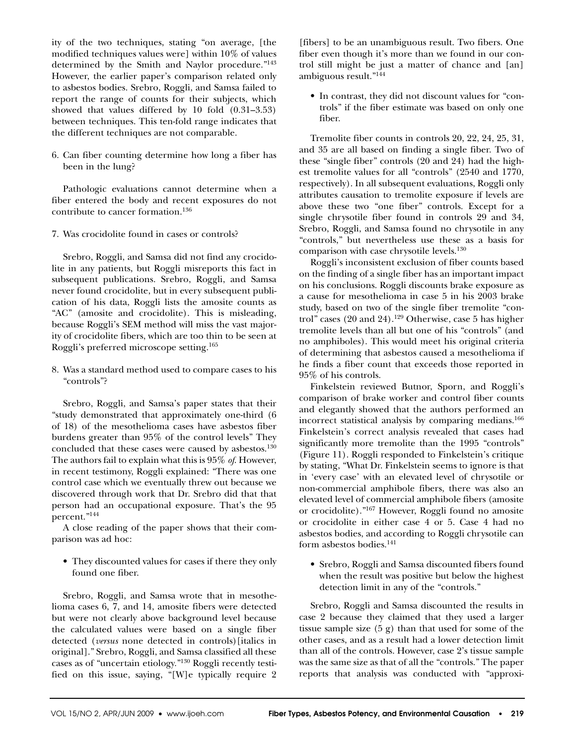ity of the two techniques, stating "on average, [the modified techniques values were] within 10% of values determined by the Smith and Naylor procedure."[143] However, the earlier paper's comparison related only to asbestos bodies. Srebro, Roggli, and Samsa failed to report the range of counts for their subjects, which showed that values differed by 10 fold (0.31–3.53) between techniques. This ten-fold range indicates that the different techniques are not comparable.

6. Can fiber counting determine how long a fiber has been in the lung?

Pathologic evaluations cannot determine when a fiber entered the body and recent exposures do not contribute to cancer formation.[136]

7. Was crocidolite found in cases or controls?

Srebro, Roggli, and Samsa did not find any crocidolite in any patients, but Roggli misreports this fact in subsequent publications. Srebro, Roggli, and Samsa never found crocidolite, but in every subsequent publication of his data, Roggli lists the amosite counts as "AC" (amosite and crocidolite). This is misleading, because Roggli's SEM method will miss the vast majority of crocidolite fibers, which are too thin to be seen at Roggli's preferred microscope setting.[165]

8. Was a standard method used to compare cases to his "controls"?

Srebro, Roggli, and Samsa's paper states that their "study demonstrated that approximately one-third (6 of 18) of the mesothelioma cases have asbestos fiber burdens greater than 95% of the control levels" They concluded that these cases were caused by asbestos.[130] The authors fail to explain what this is 95% *of*. However, in recent testimony, Roggli explained: "There was one control case which we eventually threw out because we discovered through work that Dr. Srebro did that that person had an occupational exposure. That's the 95 percent."[144]

A close reading of the paper shows that their comparison was ad hoc:

- They discounted values for cases if there they only found one fiber.

Srebro, Roggli, and Samsa wrote that in mesothelioma cases 6, 7, and 14, amosite fibers were detected but were not clearly above background level because the calculated values were based on a single fiber detected (*versus* none detected in controls)[italics in original]." Srebro, Roggli, and Samsa classified all these cases as of "uncertain etiology."[130] Roggli recently testified on this issue, saying, "[W]e typically require 2 [fibers] to be an unambiguous result. Two fibers. One fiber even though it's more than we found in our control still might be just a matter of chance and [an] ambiguous result."[144]

- In contrast, they did not discount values for "controls" if the fiber estimate was based on only one fiber.

Tremolite fiber counts in controls 20, 22, 24, 25, 31, and 35 are all based on finding a single fiber. Two of these "single fiber" controls (20 and 24) had the highest tremolite values for all "controls" (2540 and 1770, respectively). In all subsequent evaluations, Roggli only attributes causation to tremolite exposure if levels are above these two "one fiber" controls. Except for a single chrysotile fiber found in controls 29 and 34, Srebro, Roggli, and Samsa found no chrysotile in any "controls," but nevertheless use these as a basis for comparison with case chrysotile levels.[130]

Roggli's inconsistent exclusion of fiber counts based on the finding of a single fiber has an important impact on his conclusions. Roggli discounts brake exposure as a cause for mesothelioma in case 5 in his 2003 brake study, based on two of the single fiber tremolite "control" cases (20 and 24).[129] Otherwise, case 5 has higher tremolite levels than all but one of his "controls" (and no amphiboles). This would meet his original criteria of determining that asbestos caused a mesothelioma if he finds a fiber count that exceeds those reported in 95% of his controls.

Finkelstein reviewed Butnor, Sporn, and Roggli's comparison of brake worker and control fiber counts and elegantly showed that the authors performed an incorrect statistical analysis by comparing medians.[166] Finkelstein's correct analysis revealed that cases had significantly more tremolite than the 1995 "controls" (Figure 11). Roggli responded to Finkelstein's critique by stating, "What Dr. Finkelstein seems to ignore is that in 'every case' with an elevated level of chrysotile or non-commercial amphibole fibers, there was also an elevated level of commercial amphibole fibers (amosite or crocidolite)."[167] However, Roggli found no amosite or crocidolite in either case 4 or 5. Case 4 had no asbestos bodies, and according to Roggli chrysotile can form asbestos bodies.[141]

- Srebro, Roggli and Samsa discounted fibers found when the result was positive but below the highest detection limit in any of the "controls."

Srebro, Roggli and Samsa discounted the results in case 2 because they claimed that they used a larger tissue sample size (5 g) than that used for some of the other cases, and as a result had a lower detection limit than all of the controls. However, case 2's tissue sample was the same size as that of all the "controls." The paper reports that analysis was conducted with "approxi-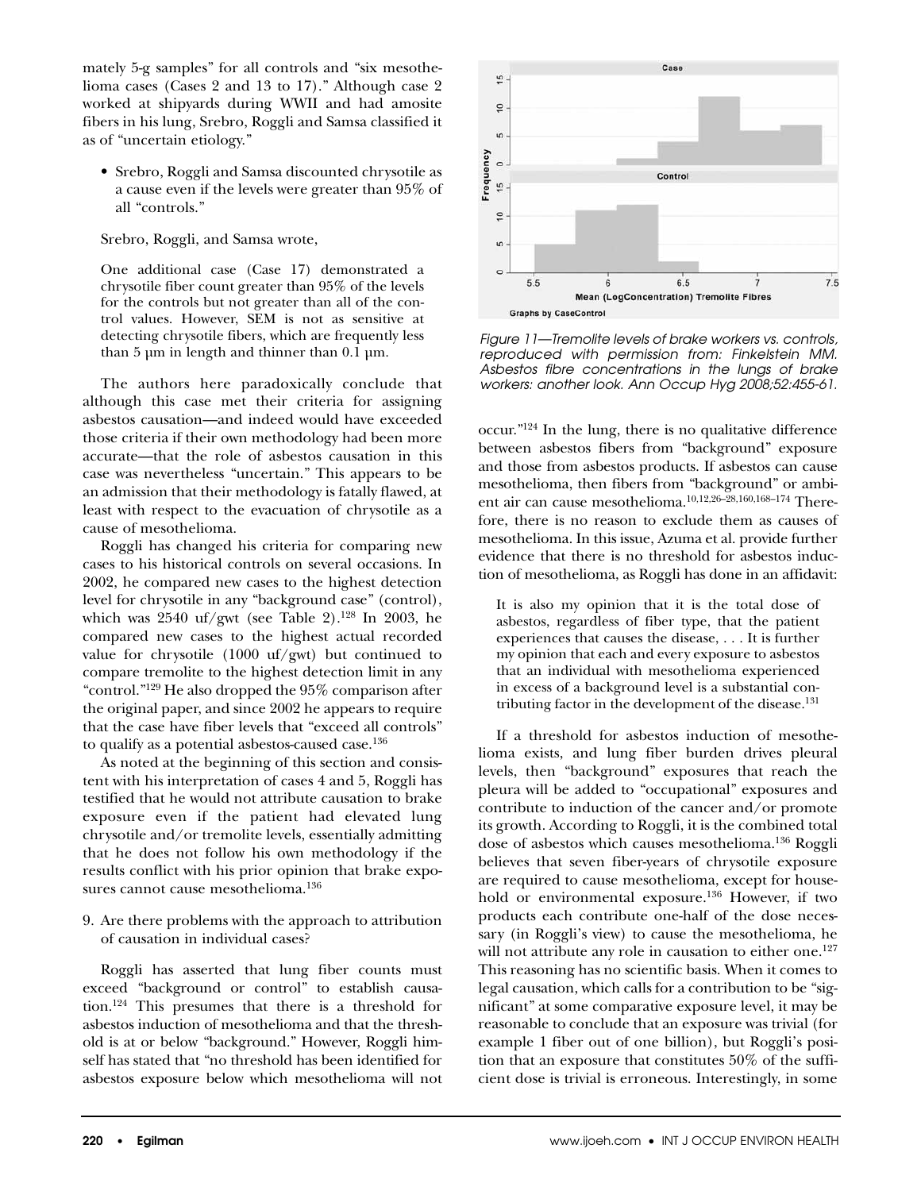mately 5-g samples" for all controls and "six mesothelioma cases (Cases 2 and 13 to 17)." Although case 2 worked at shipyards during WWII and had amosite fibers in his lung, Srebro, Roggli and Samsa classified it as of "uncertain etiology."

- Srebro, Roggli and Samsa discounted chrysotile as a cause even if the levels were greater than 95% of all "controls."

Srebro, Roggli, and Samsa wrote,

> One additional case (Case 17) demonstrated a chrysotile fiber count greater than 95% of the levels for the controls but not greater than all of the control values. However, SEM is not as sensitive at detecting chrysotile fibers, which are frequently less than 5 µm in length and thinner than 0.1 µm.

The authors here paradoxically conclude that although this case met their criteria for assigning asbestos causation—and indeed would have exceeded those criteria if their own methodology had been more accurate—that the role of asbestos causation in this case was nevertheless "uncertain." This appears to be an admission that their methodology is fatally flawed, at least with respect to the evacuation of chrysotile as a cause of mesothelioma.

Roggli has changed his criteria for comparing new cases to his historical controls on several occasions. In 2002, he compared new cases to the highest detection level for chrysotile in any "background case" (control), which was 2540 uf/gwt (see Table 2).[128] In 2003, he compared new cases to the highest actual recorded value for chrysotile (1000 uf/gwt) but continued to compare tremolite to the highest detection limit in any "control."[129] He also dropped the 95% comparison after the original paper, and since 2002 he appears to require that the case have fiber levels that "exceed all controls" to qualify as a potential asbestos-caused case.[136]

As noted at the beginning of this section and consistent with his interpretation of cases 4 and 5, Roggli has testified that he would not attribute causation to brake exposure even if the patient had elevated lung chrysotile and/or tremolite levels, essentially admitting that he does not follow his own methodology if the results conflict with his prior opinion that brake exposures cannot cause mesothelioma.[136]

9. Are there problems with the approach to attribution of causation in individual cases?

Roggli has asserted that lung fiber counts must exceed "background or control" to establish causation.[124] This presumes that there is a threshold for asbestos induction of mesothelioma and that the threshold is at or below "background." However, Roggli himself has stated that "no threshold has been identified for asbestos exposure below which mesothelioma will not occur."[124] In the lung, there is no qualitative difference between asbestos fibers from "background" exposure and those from asbestos products. If asbestos can cause mesothelioma, then fibers from "background" or ambient air can cause mesothelioma.[10,12,26–28,160,168–174] Therefore, there is no reason to exclude them as causes of mesothelioma. In this issue, Azuma et al. provide further evidence that there is no threshold for asbestos induction of mesothelioma, as Roggli has done in an affidavit:

> It is also my opinion that it is the total dose of asbestos, regardless of fiber type, that the patient experiences that causes the disease, . . . It is further my opinion that each and every exposure to asbestos that an individual with mesothelioma experienced in excess of a background level is a substantial contributing factor in the development of the disease.[131]

If a threshold for asbestos induction of mesothelioma exists, and lung fiber burden drives pleural levels, then "background" exposures that reach the pleura will be added to "occupational" exposures and contribute to induction of the cancer and/or promote its growth. According to Roggli, it is the combined total dose of asbestos which causes mesothelioma.[136] Roggli believes that seven fiber-years of chrysotile exposure are required to cause mesothelioma, except for household or environmental exposure.[136] However, if two products each contribute one-half of the dose necessary (in Roggli's view) to cause the mesothelioma, he will not attribute any role in causation to either one.[127] This reasoning has no scientific basis. When it comes to legal causation, which calls for a contribution to be "significant" at some comparative exposure level, it may be reasonable to conclude that an exposure was trivial (for example 1 fiber out of one billion), but Roggli's position that an exposure that constitutes 50% of the sufficient dose is trivial is erroneous. Interestingly, in some

*Figure 11—Tremolite levels of brake workers vs. controls, reproduced with permission from: Finkelstein MM. Asbestos fibre concentrations in the lungs of brake workers: another look. Ann Occup Hyg 2008;52:455-61.*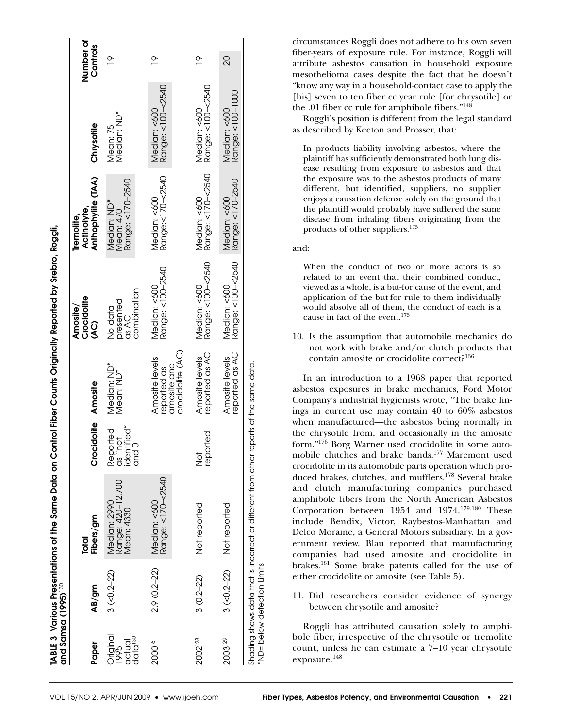**TABLE 3 Various Presentations of the Same Data on Control Fiber Counts Originally Reported by Srebro, Roggli, and Samsa (1995)[130]**

| Paper | AB/gm | Total Fibers/gm | Crocidolite | Amosite | Amosite/ Crocidolite (AC) | Tremolite, Actinolyte, Anthophyllite (TAA) | Chrysotile | Number of Controls |
|---|---|---|---|---|---|---|---|---|
| Original 1995 actual data[130] | 3 (<0.2–22) | Median: 2990 Range: 420–12,700 Mean: 4330 | Reported as "not identified" and 0 | Median: ND* Mean: ND* | No data presented as AC combination | Median: ND* Mean: 470 Range: <170–2540 | Mean: 75 Median: ND* | 19 |
| 2000[161] | 2.9 (0.2–22) | Median: <600 Range: <170–<2540 | | Amosite levels reported as amosite and crocidolite (AC) | Median: <600 Range: <100–2540 | Median: <600 Range:<170–<2540 | Median: <600 Range: <100–<2540 | 19 |
| 2002[128] | 3 (0.2–22) | Not reported | Not reported | Amosite levels reported as AC | Median: <600 Range: <100–<2540 | Median: <600 Range: <170–<2540 | Median: <600 Range: <100–<2540 | 19 |
| 2003[129] | 3 (<0.2–22) | Not reported | | Amosite levels reported as AC | Median: <600 Range: <100–<2540 | Median: <600 Range: <170–2540 | Median: <600 Range: <100–1000 | 20 |

Shading shows data that is incorrect or different from other reports of the same data.
*ND= below detection limits

circumstances Roggli does not adhere to his own seven fiber-years of exposure rule. For instance, Roggli will attribute asbestos causation in household exposure mesothelioma cases despite the fact that he doesn't "know any way in a household-contact case to apply the [his] seven to ten fiber cc year rule [for chrysotile] or the .01 fiber cc rule for amphibole fibers."[148]

Roggli's position is different from the legal standard as described by Keeton and Prosser, that:

> In products liability involving asbestos, where the plaintiff has sufficiently demonstrated both lung disease resulting from exposure to asbestos and that the exposure was to the asbestos products of many different, but identified, suppliers, no supplier enjoys a causation defense solely on the ground that the plaintiff would probably have suffered the same disease from inhaling fibers originating from the products of other suppliers.[175]

and:

> When the conduct of two or more actors is so related to an event that their combined conduct, viewed as a whole, is a but-for cause of the event, and application of the but-for rule to them individually would absolve all of them, the conduct of each is a cause in fact of the event.[175]

10. Is the assumption that automobile mechanics do not work with brake and/or clutch products that contain amosite or crocidolite correct?[136]

In an introduction to a 1968 paper that reported asbestos exposures in brake mechanics, Ford Motor Company's industrial hygienists wrote, "The brake linings in current use may contain 40 to 60% asbestos when manufactured—the asbestos being normally in the chrysotile from, and occasionally in the amosite form."[176] Borg Warner used crocidolite in some automobile clutches and brake bands.[177] Maremont used crocidolite in its automobile parts operation which produced brakes, clutches, and mufflers.[178] Several brake and clutch manufacturing companies purchased amphibole fibers from the North American Asbestos Corporation between 1954 and 1974.[179,180] These include Bendix, Victor, Raybestos-Manhattan and Delco Moraine, a General Motors subsidiary. In a government review, Blau reported that manufacturing companies had used amosite and crocidolite in brakes.[181] Some brake patents called for the use of either crocidolite or amosite (see Table 5).

11. Did researchers consider evidence of synergy between chrysotile and amosite?

Roggli has attributed causation solely to amphibole fiber, irrespective of the chrysotile or tremolite count, unless he can estimate a 7–10 year chrysotile exposure.[148]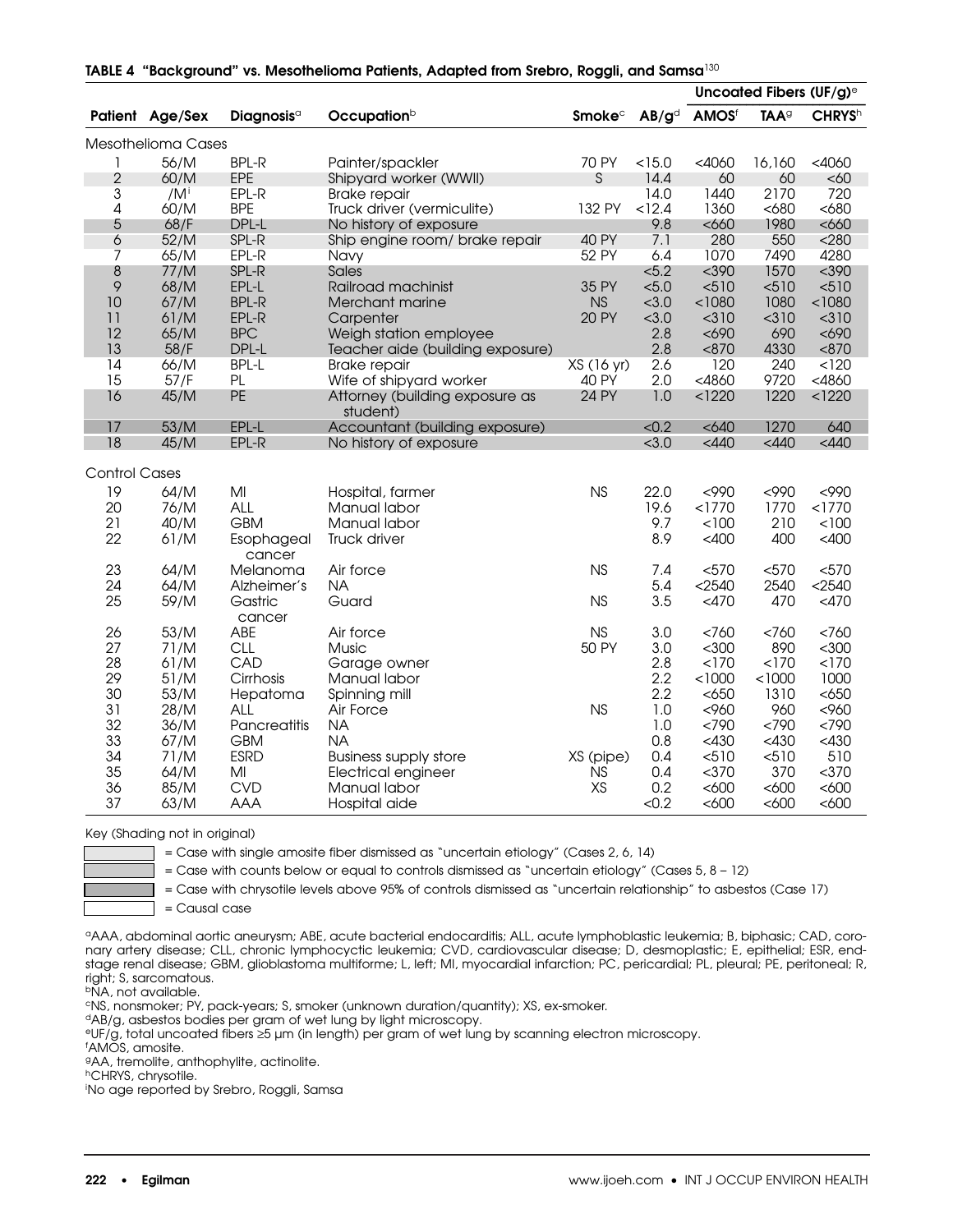**TABLE 4 "Background" vs. Mesothelioma Patients, Adapted from Srebro, Roggli, and Samsa[130]**

| Patient | Age/Sex | Diagnosis[a] | Occupation[b] | Smoke[c] | AB/g[d] | Uncoated Fibers (UF/g)[e] AMOS[f] | TAA[g] | CHRYS[h] |
|---|---|---|---|---|---|---|---|---|
| Mesothelioma Cases | | | | | | | | |
| 1 | 56/M | BPL-R | Painter/spackler | 70 PY | <15.0 | <4060 | 16,160 | <4060 |
| 2 | 60/M | EPE | Shipyard worker (WWII) | S | 14.4 | 60 | 60 | <60 |
| 3 | /M[i] | EPL-R | Brake repair | | 14.0 | 1440 | 2170 | 720 |
| 4 | 60/M | BPE | Truck driver (vermiculite) | 132 PY | <12.4 | 1360 | <680 | <680 |
| 5 | 68/F | DPL-L | No history of exposure | | 9.8 | <660 | 1980 | <660 |
| 6 | 52/M | SPL-R | Ship engine room/ brake repair | 40 PY | 7.1 | 280 | 550 | <280 |
| 7 | 65/M | EPL-R | Navy | 52 PY | 6.4 | 1070 | 7490 | 4280 |
| 8 | 77/M | SPL-R | Sales | | <5.2 | <390 | 1570 | <390 |
| 9 | 68/M | EPL-L | Railroad machinist | 35 PY | <5.0 | <510 | <510 | <510 |
| 10 | 67/M | BPL-R | Merchant marine | NS | <3.0 | <1080 | 1080 | <1080 |
| 11 | 61/M | EPL-R | Carpenter | 20 PY | <3.0 | <310 | <310 | <310 |
| 12 | 65/M | BPC | Weigh station employee | | 2.8 | <690 | 690 | <690 |
| 13 | 58/F | DPL-L | Teacher aide (building exposure) | | 2.8 | <870 | 4330 | <870 |
| 14 | 66/M | BPL-L | Brake repair | XS (16 yr) | 2.6 | 120 | 240 | <120 |
| 15 | 57/F | PL | Wife of shipyard worker | 40 PY | 2.0 | <4860 | 9720 | <4860 |
| 16 | 45/M | PE | Attorney (building exposure as student) | 24 PY | 1.0 | <1220 | 1220 | <1220 |
| 17 | 53/M | EPL-L | Accountant (building exposure) | | <0.2 | <640 | 1270 | 640 |
| 18 | 45/M | EPL-R | No history of exposure | | <3.0 | <440 | <440 | <440 |
| Control Cases | | | | | | | | |
| 19 | 64/M | MI | Hospital, farmer | NS | 22.0 | <990 | <990 | <990 |
| 20 | 76/M | ALL | Manual labor | | 19.6 | <1770 | 1770 | <1770 |
| 21 | 40/M | GBM | Manual labor | | 9.7 | <100 | 210 | <100 |
| 22 | 61/M | Esophageal cancer | Truck driver | | 8.9 | <400 | 400 | <400 |
| 23 | 64/M | Melanoma | Air force | NS | 7.4 | <570 | <570 | <570 |
| 24 | 64/M | Alzheimer's | NA | | 5.4 | <2540 | 2540 | <2540 |
| 25 | 59/M | Gastric cancer | Guard | NS | 3.5 | <470 | 470 | <470 |
| 26 | 53/M | ABE | Air force | NS | 3.0 | <760 | <760 | <760 |
| 27 | 71/M | CLL | Music | 50 PY | 3.0 | <300 | 890 | <300 |
| 28 | 61/M | CAD | Garage owner | | 2.8 | <170 | <170 | <170 |
| 29 | 51/M | Cirrhosis | Manual labor | | 2.2 | <1000 | <1000 | 1000 |
| 30 | 53/M | Hepatoma | Spinning mill | | 2.2 | <650 | 1310 | <650 |
| 31 | 28/M | ALL | Air Force | NS | 1.0 | <960 | 960 | <960 |
| 32 | 36/M | Pancreatitis | NA | | 1.0 | <790 | <790 | <790 |
| 33 | 67/M | GBM | NA | | 0.8 | <430 | <430 | <430 |
| 34 | 71/M | ESRD | Business supply store | XS (pipe) | 0.4 | <510 | <510 | 510 |
| 35 | 64/M | MI | Electrical engineer | NS | 0.4 | <370 | 370 | <370 |
| 36 | 85/M | CVD | Manual labor | XS | 0.2 | <600 | <600 | <600 |
| 37 | 63/M | AAA | Hospital aide | | <0.2 | <600 | <600 | <600 |

Key (Shading not in original)

- = Case with single amosite fiber dismissed as "uncertain etiology" (Cases 2, 6, 14)
- = Case with counts below or equal to controls dismissed as "uncertain etiology" (Cases 5, 8 – 12)
- = Case with chrysotile levels above 95% of controls dismissed as "uncertain relationship" to asbestos (Case 17)
- = Causal case

[a]AAA, abdominal aortic aneurysm; ABE, acute bacterial endocarditis; ALL, acute lymphoblastic leukemia; B, biphasic; CAD, coronary artery disease; CLL, chronic lymphocyctic leukemia; CVD, cardiovascular disease; D, desmoplastic; E, epithelial; ESR, end-stage renal disease; GBM, glioblastoma multiforme; L, left; MI, myocardial infarction; PC, pericardial; PL, pleural; PE, peritoneal; R, right; S, sarcomatous.

[b]NA, not available.

[c]NS, nonsmoker; PY, pack-years; S, smoker (unknown duration/quantity); XS, ex-smoker.

[d]AB/g, asbestos bodies per gram of wet lung by light microscopy.

[e]UF/g, total uncoated fibers ≥5 μm (in length) per gram of wet lung by scanning electron microscopy.

[f]AMOS, amosite.

[g]AA, tremolite, anthophylite, actinolite.

[h]CHRYS, chrysotile.

[i]No age reported by Srebro, Roggli, Samsa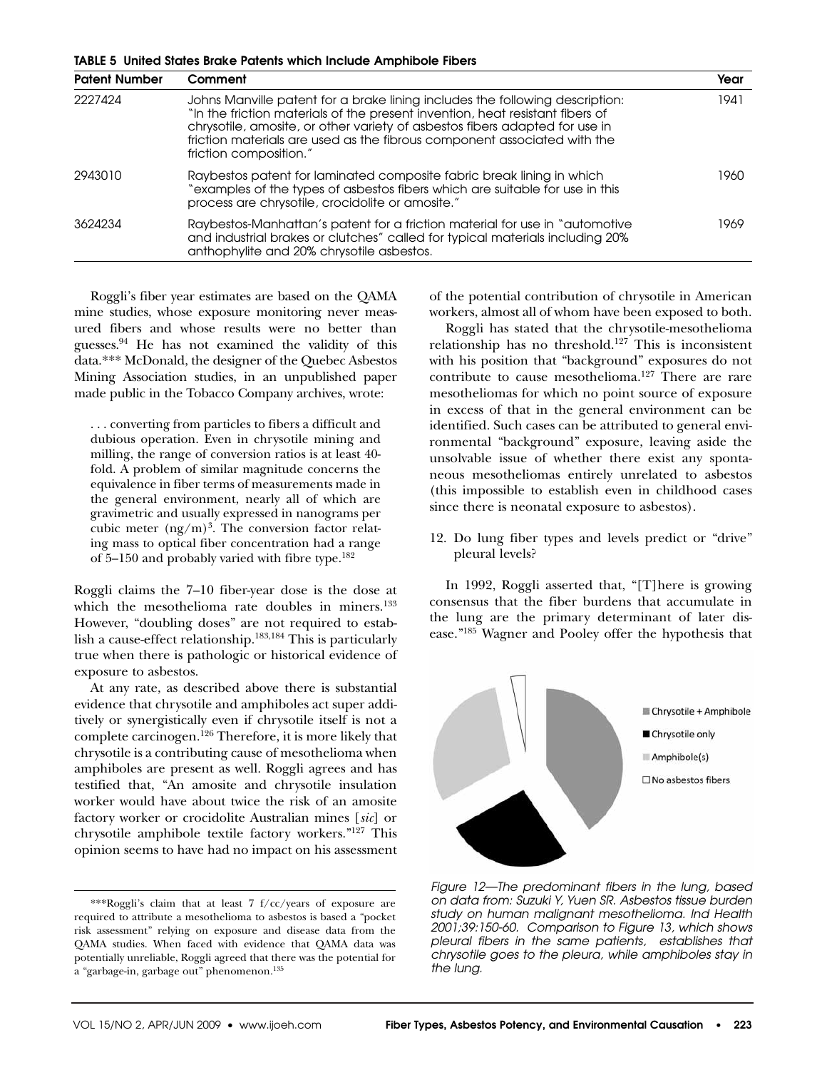**TABLE 5 United States Brake Patents which Include Amphibole Fibers**

| Patent Number | Comment | Year |
|---|---|---|
| 2227424 | Johns Manville patent for a brake lining includes the following description: "In the friction materials of the present invention, heat resistant fibers of chrysotile, amosite, or other variety of asbestos fibers adapted for use in friction materials are used as the fibrous component associated with the friction composition." | 1941 |
| 2943010 | Raybestos patent for laminated composite fabric break lining in which "examples of the types of asbestos fibers which are suitable for use in this process are chrysotile, crocidolite or amosite." | 1960 |
| 3624234 | Raybestos-Manhattan's patent for a friction material for use in "automotive and industrial brakes or clutches" called for typical materials including 20% anthophylite and 20% chrysotile asbestos. | 1969 |

Roggli's fiber year estimates are based on the QAMA mine studies, whose exposure monitoring never measured fibers and whose results were no better than guesses.[94] He has not examined the validity of this data.*** McDonald, the designer of the Quebec Asbestos Mining Association studies, in an unpublished paper made public in the Tobacco Company archives, wrote:

> . . . converting from particles to fibers a difficult and dubious operation. Even in chrysotile mining and milling, the range of conversion ratios is at least 40-fold. A problem of similar magnitude concerns the equivalence in fiber terms of measurements made in the general environment, nearly all of which are gravimetric and usually expressed in nanograms per cubic meter $(ng/m)^3$. The conversion factor relating mass to optical fiber concentration had a range of 5–150 and probably varied with fibre type.[182]

Roggli claims the 7–10 fiber-year dose is the dose at which the mesothelioma rate doubles in miners.[133] However, "doubling doses" are not required to establish a cause-effect relationship.[183,184] This is particularly true when there is pathologic or historical evidence of exposure to asbestos.

At any rate, as described above there is substantial evidence that chrysotile and amphiboles act super additively or synergistically even if chrysotile itself is not a complete carcinogen.[126] Therefore, it is more likely that chrysotile is a contributing cause of mesothelioma when amphiboles are present as well. Roggli agrees and has testified that, "An amosite and chrysotile insulation worker would have about twice the risk of an amosite factory worker or crocidolite Australian mines [*sic*] or chrysotile amphibole textile factory workers."[127] This opinion seems to have had no impact on his assessment of the potential contribution of chrysotile in American workers, almost all of whom have been exposed to both.

Roggli has stated that the chrysotile-mesothelioma relationship has no threshold.[127] This is inconsistent with his position that "background" exposures do not contribute to cause mesothelioma.[127] There are rare mesotheliomas for which no point source of exposure in excess of that in the general environment can be identified. Such cases can be attributed to general environmental "background" exposure, leaving aside the unsolvable issue of whether there exist any spontaneous mesotheliomas entirely unrelated to asbestos (this impossible to establish even in childhood cases since there is neonatal exposure to asbestos).

12. Do lung fiber types and levels predict or "drive" pleural levels?

In 1992, Roggli asserted that, "[T]here is growing consensus that the fiber burdens that accumulate in the lung are the primary determinant of later disease."[185] Wagner and Pooley offer the hypothesis that

*Figure 12—The predominant fibers in the lung, based on data from: Suzuki Y, Yuen SR. Asbestos tissue burden study on human malignant mesothelioma. Ind Health 2001;39:150-60. Comparison to Figure 13, which shows pleural fibers in the same patients, establishes that chrysotile goes to the pleura, while amphiboles stay in the lung.*

***Roggli's claim that at least 7 f/cc/years of exposure are required to attribute a mesothelioma to asbestos is based a "pocket risk assessment" relying on exposure and disease data from the QAMA studies. When faced with evidence that QAMA data was potentially unreliable, Roggli agreed that there was the potential for a "garbage-in, garbage out" phenomenon.[135]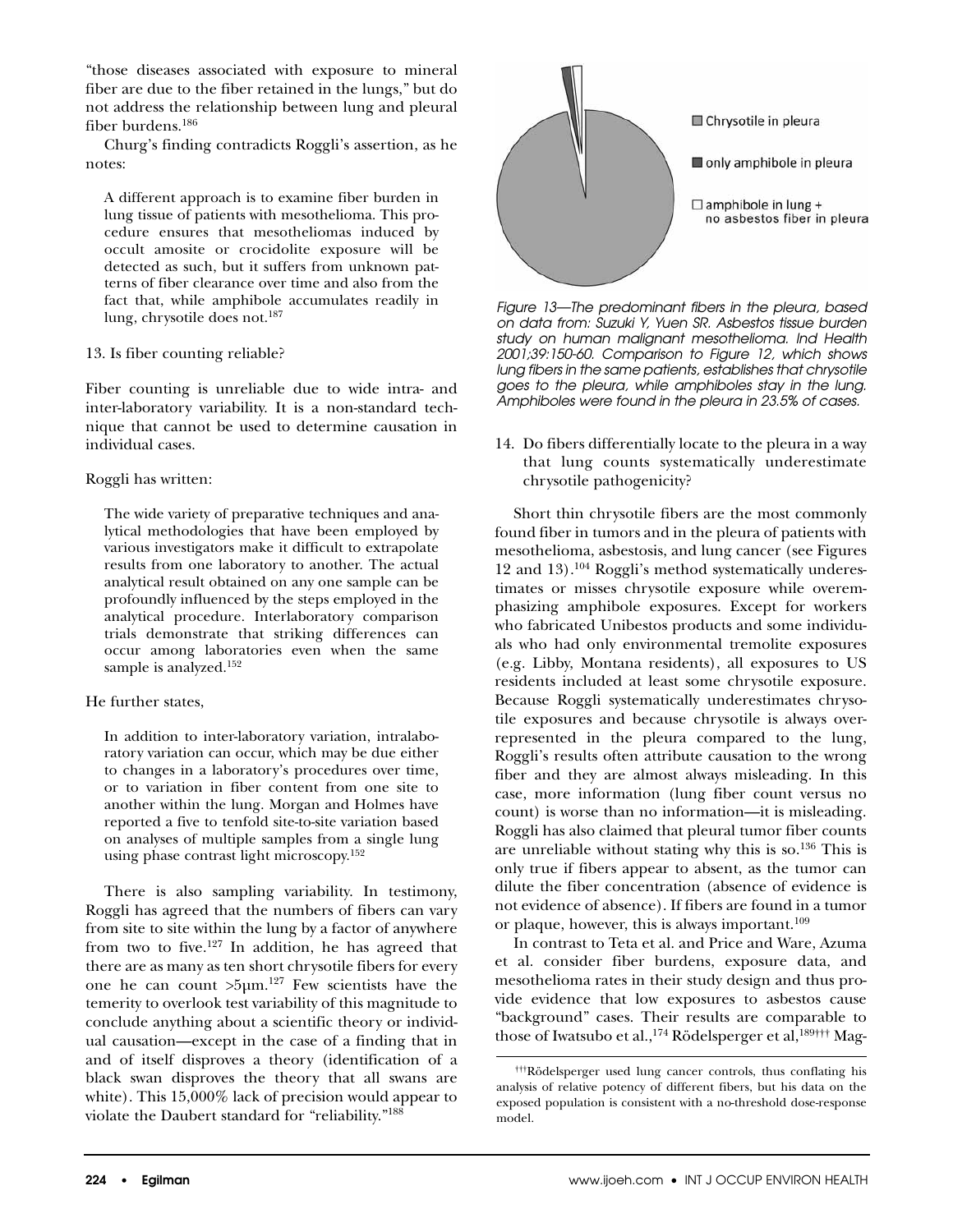"those diseases associated with exposure to mineral fiber are due to the fiber retained in the lungs," but do not address the relationship between lung and pleural fiber burdens.[186]

Churg's finding contradicts Roggli's assertion, as he notes:

> A different approach is to examine fiber burden in lung tissue of patients with mesothelioma. This procedure ensures that mesotheliomas induced by occult amosite or crocidolite exposure will be detected as such, but it suffers from unknown patterns of fiber clearance over time and also from the fact that, while amphibole accumulates readily in lung, chrysotile does not.[187]

13. Is fiber counting reliable?

Fiber counting is unreliable due to wide intra- and inter-laboratory variability. It is a non-standard technique that cannot be used to determine causation in individual cases.

Roggli has written:

> The wide variety of preparative techniques and analytical methodologies that have been employed by various investigators make it difficult to extrapolate results from one laboratory to another. The actual analytical result obtained on any one sample can be profoundly influenced by the steps employed in the analytical procedure. Interlaboratory comparison trials demonstrate that striking differences can occur among laboratories even when the same sample is analyzed.[152]

He further states,

> In addition to inter-laboratory variation, intralaboratory variation can occur, which may be due either to changes in a laboratory's procedures over time, or to variation in fiber content from one site to another within the lung. Morgan and Holmes have reported a five to tenfold site-to-site variation based on analyses of multiple samples from a single lung using phase contrast light microscopy.[152]

There is also sampling variability. In testimony, Roggli has agreed that the numbers of fibers can vary from site to site within the lung by a factor of anywhere from two to five.[127] In addition, he has agreed that there are as many as ten short chrysotile fibers for every one he can count >5μm.[127] Few scientists have the temerity to overlook test variability of this magnitude to conclude anything about a scientific theory or individual causation—except in the case of a finding that in and of itself disproves a theory (identification of a black swan disproves the theory that all swans are white). This 15,000% lack of precision would appear to violate the Daubert standard for "reliability."[188]

Chrysotile in pleura

only amphibole in pleura

amphibole in lung + no asbestos fiber in pleura

*Figure 13—The predominant fibers in the pleura, based on data from: Suzuki Y, Yuen SR. Asbestos tissue burden study on human malignant mesothelioma. Ind Health 2001;39:150-60. Comparison to Figure 12, which shows lung fibers in the same patients, establishes that chrysotile goes to the pleura, while amphiboles stay in the lung. Amphiboles were found in the pleura in 23.5% of cases.*

14. Do fibers differentially locate to the pleura in a way that lung counts systematically underestimate chrysotile pathogenicity?

Short thin chrysotile fibers are the most commonly found fiber in tumors and in the pleura of patients with mesothelioma, asbestosis, and lung cancer (see Figures 12 and 13).[104] Roggli's method systematically underestimates or misses chrysotile exposure while overemphasizing amphibole exposures. Except for workers who fabricated Unibestos products and some individuals who had only environmental tremolite exposures (e.g. Libby, Montana residents), all exposures to US residents included at least some chrysotile exposure. Because Roggli systematically underestimates chrysotile exposures and because chrysotile is always overrepresented in the pleura compared to the lung, Roggli's results often attribute causation to the wrong fiber and they are almost always misleading. In this case, more information (lung fiber count versus no count) is worse than no information—it is misleading. Roggli has also claimed that pleural tumor fiber counts are unreliable without stating why this is so.[136] This is only true if fibers appear to absent, as the tumor can dilute the fiber concentration (absence of evidence is not evidence of absence). If fibers are found in a tumor or plaque, however, this is always important.[109]

In contrast to Teta et al. and Price and Ware, Azuma et al. consider fiber burdens, exposure data, and mesothelioma rates in their study design and thus provide evidence that low exposures to asbestos cause "background" cases. Their results are comparable to those of Iwatsubo et al.,[174] Rödelsperger et al,[189†††] Mag-

[†††]Rödelsperger used lung cancer controls, thus conflating his analysis of relative potency of different fibers, but his data on the exposed population is consistent with a no-threshold dose-response model.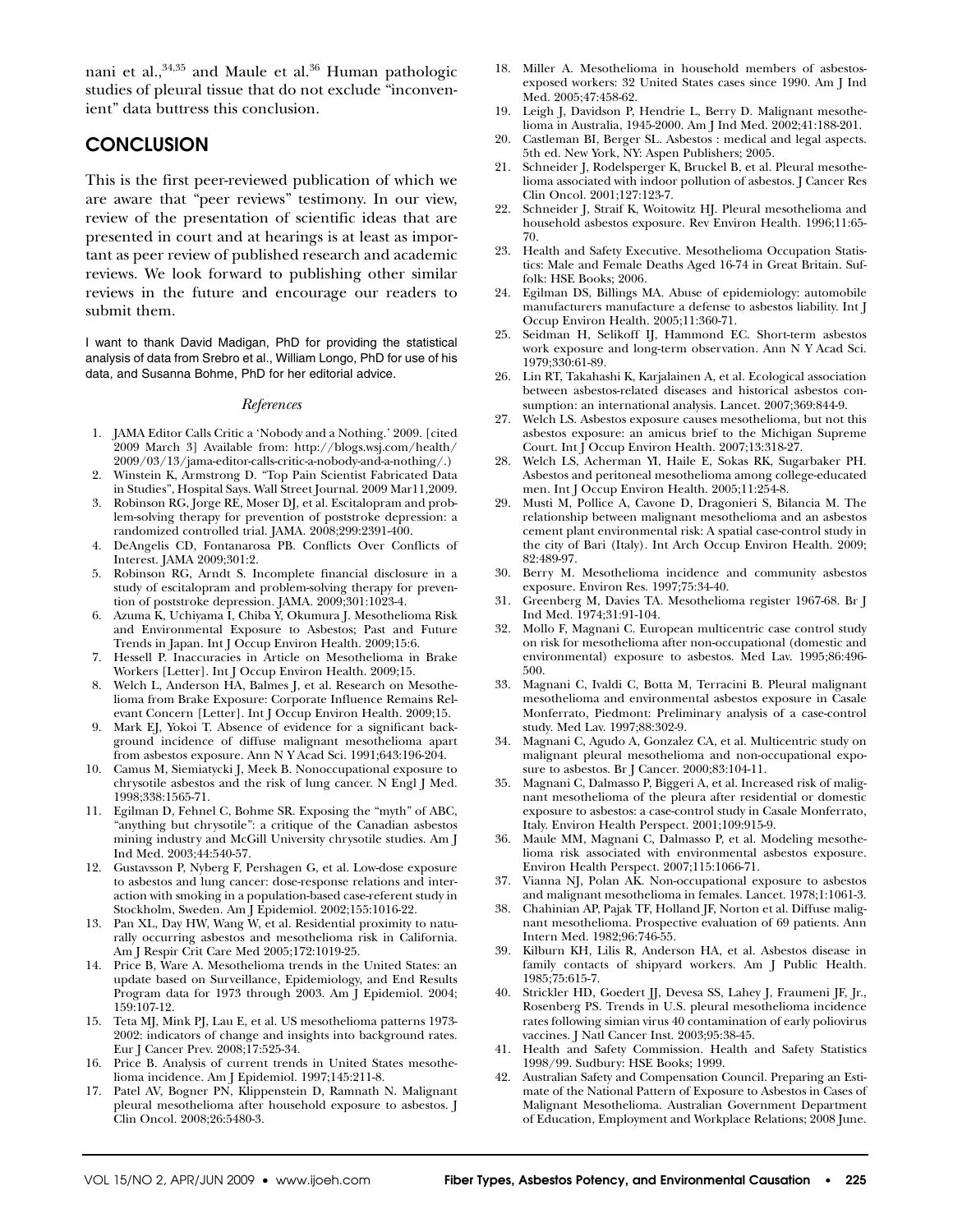nani et al.,[34,35] and Maule et al.[36] Human pathologic studies of pleural tissue that do not exclude "inconvenient" data buttress this conclusion.

## CONCLUSION

This is the first peer-reviewed publication of which we are aware that "peer reviews" testimony. In our view, review of the presentation of scientific ideas that are presented in court and at hearings is at least as important as peer review of published research and academic reviews. We look forward to publishing other similar reviews in the future and encourage our readers to submit them.

I want to thank David Madigan, PhD for providing the statistical analysis of data from Srebro et al., William Longo, PhD for use of his data, and Susanna Bohme, PhD for her editorial advice.

### *References*

1. JAMA Editor Calls Critic a 'Nobody and a Nothing.' 2009. [cited 2009 March 3] Available from: http://blogs.wsj.com/health/2009/03/13/jama-editor-calls-critic-a-nobody-and-a-nothing/.)
2. Winstein K, Armstrong D. "Top Pain Scientist Fabricated Data in Studies", Hospital Says. Wall Street Journal. 2009 Mar11,2009.
3. Robinson RG, Jorge RE, Moser DJ, et al. Escitalopram and problem-solving therapy for prevention of poststroke depression: a randomized controlled trial. JAMA. 2008;299:2391-400.
4. DeAngelis CD, Fontanarosa PB. Conflicts Over Conflicts of Interest. JAMA 2009;301:2.
5. Robinson RG, Arndt S. Incomplete financial disclosure in a study of escitalopram and problem-solving therapy for prevention of poststroke depression. JAMA. 2009;301:1023-4.
6. Azuma K, Uchiyama I, Chiba Y, Okumura J. Mesothelioma Risk and Environmental Exposure to Asbestos; Past and Future Trends in Japan. Int J Occup Environ Health. 2009;15:6.
7. Hessell P. Inaccuracies in Article on Mesothelioma in Brake Workers [Letter]. Int J Occup Environ Health. 2009;15.
8. Welch L, Anderson HA, Balmes J, et al. Research on Mesothelioma from Brake Exposure: Corporate Influence Remains Relevant Concern [Letter]. Int J Occup Environ Health. 2009;15.
9. Mark EJ, Yokoi T. Absence of evidence for a significant background incidence of diffuse malignant mesothelioma apart from asbestos exposure. Ann N Y Acad Sci. 1991;643:196-204.
10. Camus M, Siemiatycki J, Meek B. Nonoccupational exposure to chrysotile asbestos and the risk of lung cancer. N Engl J Med. 1998;338:1565-71.
11. Egilman D, Fehnel C, Bohme SR. Exposing the "myth" of ABC, "anything but chrysotile": a critique of the Canadian asbestos mining industry and McGill University chrysotile studies. Am J Ind Med. 2003;44:540-57.
12. Gustavsson P, Nyberg F, Pershagen G, et al. Low-dose exposure to asbestos and lung cancer: dose-response relations and interaction with smoking in a population-based case-referent study in Stockholm, Sweden. Am J Epidemiol. 2002;155:1016-22.
13. Pan XL, Day HW, Wang W, et al. Residential proximity to naturally occurring asbestos and mesothelioma risk in California. Am J Respir Crit Care Med 2005;172:1019-25.
14. Price B, Ware A. Mesothelioma trends in the United States: an update based on Surveillance, Epidemiology, and End Results Program data for 1973 through 2003. Am J Epidemiol. 2004; 159:107-12.
15. Teta MJ, Mink PJ, Lau E, et al. US mesothelioma patterns 1973-2002: indicators of change and insights into background rates. Eur J Cancer Prev. 2008;17:525-34.
16. Price B. Analysis of current trends in United States mesothelioma incidence. Am J Epidemiol. 1997;145:211-8.
17. Patel AV, Bogner PN, Klippenstein D, Ramnath N. Malignant pleural mesothelioma after household exposure to asbestos. J Clin Oncol. 2008;26:5480-3.
18. Miller A. Mesothelioma in household members of asbestos-exposed workers: 32 United States cases since 1990. Am J Ind Med. 2005;47:458-62.
19. Leigh J, Davidson P, Hendrie L, Berry D. Malignant mesothelioma in Australia, 1945-2000. Am J Ind Med. 2002;41:188-201.
20. Castleman BI, Berger SL. Asbestos : medical and legal aspects. 5th ed. New York, NY: Aspen Publishers; 2005.
21. Schneider J, Rodelsperger K, Bruckel B, et al. Pleural mesothelioma associated with indoor pollution of asbestos. J Cancer Res Clin Oncol. 2001;127:123-7.
22. Schneider J, Straif K, Woitowitz HJ. Pleural mesothelioma and household asbestos exposure. Rev Environ Health. 1996;11:65-70.
23. Health and Safety Executive. Mesothelioma Occupation Statistics: Male and Female Deaths Aged 16-74 in Great Britain. Suffolk: HSE Books; 2006.
24. Egilman DS, Billings MA. Abuse of epidemiology: automobile manufacturers manufacture a defense to asbestos liability. Int J Occup Environ Health. 2005;11:360-71.
25. Seidman H, Selikoff IJ, Hammond EC. Short-term asbestos work exposure and long-term observation. Ann N Y Acad Sci. 1979;330:61-89.
26. Lin RT, Takahashi K, Karjalainen A, et al. Ecological association between asbestos-related diseases and historical asbestos consumption: an international analysis. Lancet. 2007;369:844-9.
27. Welch LS. Asbestos exposure causes mesothelioma, but not this asbestos exposure: an amicus brief to the Michigan Supreme Court. Int J Occup Environ Health. 2007;13:318-27.
28. Welch LS, Acherman YI, Haile E, Sokas RK, Sugarbaker PH. Asbestos and peritoneal mesothelioma among college-educated men. Int J Occup Environ Health. 2005;11:254-8.
29. Musti M, Pollice A, Cavone D, Dragonieri S, Bilancia M. The relationship between malignant mesothelioma and an asbestos cement plant environmental risk: A spatial case-control study in the city of Bari (Italy). Int Arch Occup Environ Health. 2009; 82:489-97.
30. Berry M. Mesothelioma incidence and community asbestos exposure. Environ Res. 1997;75:34-40.
31. Greenberg M, Davies TA. Mesothelioma register 1967-68. Br J Ind Med. 1974;31:91-104.
32. Mollo F, Magnani C. European multicentric case control study on risk for mesothelioma after non-occupational (domestic and environmental) exposure to asbestos. Med Lav. 1995;86:496-500.
33. Magnani C, Ivaldi C, Botta M, Terracini B. Pleural malignant mesothelioma and environmental asbestos exposure in Casale Monferrato, Piedmont: Preliminary analysis of a case-control study. Med Lav. 1997;88:302-9.
34. Magnani C, Agudo A, Gonzalez CA, et al. Multicentric study on malignant pleural mesothelioma and non-occupational exposure to asbestos. Br J Cancer. 2000;83:104-11.
35. Magnani C, Dalmasso P, Biggeri A, et al. Increased risk of malignant mesothelioma of the pleura after residential or domestic exposure to asbestos: a case-control study in Casale Monferrato, Italy. Environ Health Perspect. 2001;109:915-9.
36. Maule MM, Magnani C, Dalmasso P, et al. Modeling mesothelioma risk associated with environmental asbestos exposure. Environ Health Perspect. 2007;115:1066-71.
37. Vianna NJ, Polan AK. Non-occupational exposure to asbestos and malignant mesothelioma in females. Lancet. 1978;1:1061-3.
38. Chahinian AP, Pajak TF, Holland JF, Norton et al. Diffuse malignant mesothelioma. Prospective evaluation of 69 patients. Ann Intern Med. 1982;96:746-55.
39. Kilburn KH, Lilis R, Anderson HA, et al. Asbestos disease in family contacts of shipyard workers. Am J Public Health. 1985;75:615-7.
40. Strickler HD, Goedert JJ, Devesa SS, Lahey J, Fraumeni JF, Jr., Rosenberg PS. Trends in U.S. pleural mesothelioma incidence rates following simian virus 40 contamination of early poliovirus vaccines. J Natl Cancer Inst. 2003;95:38-45.
41. Health and Safety Commission. Health and Safety Statistics 1998/99. Sudbury: HSE Books; 1999.
42. Australian Safety and Compensation Council. Preparing an Estimate of the National Pattern of Exposure to Asbestos in Cases of Malignant Mesothelioma. Australian Government Department of Education, Employment and Workplace Relations; 2008 June.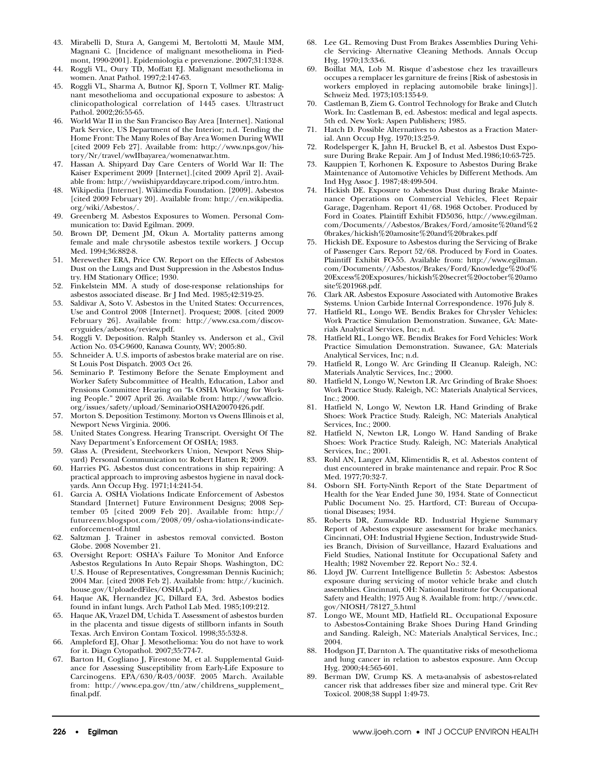43. Mirabelli D, Stura A, Gangemi M, Bertolotti M, Maule MM, Magnani C. [Incidence of malignant mesothelioma in Piedmont, 1990-2001]. Epidemiologia e prevenzione. 2007;31:132-8.
44. Roggli VL, Oury TD, Moffatt EJ. Malignant mesothelioma in women. Anat Pathol. 1997;2:147-63.
45. Roggli VL, Sharma A, Butnor KJ, Sporn T, Vollmer RT. Malignant mesothelioma and occupational exposure to asbestos: A clinicopathological correlation of 1445 cases. Ultrastruct Pathol. 2002;26:55-65.
46. World War II in the San Francisco Bay Area [Internet]. National Park Service, US Department of the Interior; n.d. Tending the Home Front: The Many Roles of Bay Area Women During WWII [cited 2009 Feb 27]. Available from: http://www.nps.gov/history/Nr/travel/wwIIbayarea/womenatwar.htm.
47. Hassan A. Shipyard Day Care Centers of World War II: The Kaiser Experiment 2009 [Internet].[cited 2009 April 2]. Available from: http://wwiishipyarddaycare.tripod.com/intro.htm.
48. Wikipedia [Internet]. Wikimedia Foundation. [2009]. Asbestos [cited 2009 February 20]. Available from: http://en.wikipedia.org/wiki/Asbestos/.
49. Greenberg M. Asbestos Exposures to Women. Personal Communication to: David Egilman. 2009.
50. Brown DP, Dement JM, Okun A. Mortality patterns among female and male chrysotile asbestos textile workers. J Occup Med. 1994;36:882-8.
51. Merewether ERA, Price CW. Report on the Effects of Asbestos Dust on the Lungs and Dust Suppression in the Asbestos Industry. HM Stationary Office; 1930.
52. Finkelstein MM. A study of dose-response relationships for asbestos associated disease. Br J Ind Med. 1985;42:319-25.
53. Saldivar A, Soto V. Asbestos in the United States: Occurrences, Use and Control 2008 [Internet]. Proquest; 2008. [cited 2009 February 26]. Available from: http://www.csa.com/discoveryguides/asbestos/review.pdf.
54. Roggli V. Deposition. Ralph Stanley vs. Anderson et al., Civil Action No. 03-C-9600, Kanawa County, WV; 2005:80.
55. Schneider A. U.S. imports of asbestos brake material are on rise. St Louis Post Dispatch. 2003 Oct 26.
56. Seminario P. Testimony Before the Senate Employment and Worker Safety Subcommittee of Health, Education, Labor and Pensions Committee Hearing on "Is OSHA Working for Working People." 2007 April 26. Available from: http://www.aflcio.org/issues/safety/upload/SeminarioOSHA20070426.pdf.
57. Morton S. Deposition Testimony. Morton vs Owens Illinois et al, Newport News Virginia. 2006.
58. United States Congress. Hearing Transcript. Oversight Of The Navy Department's Enforcement Of OSHA; 1983.
59. Glass A. (President, Steelworkers Union, Newport News Shipyard) Personal Communication to: Robert Hatten R; 2009.
60. Harries PG. Asbestos dust concentrations in ship repairing: A practical approach to improving asbestos hygiene in naval dockyards. Ann Occup Hyg. 1971;14:241-54.
61. Garcia A. OSHA Violations Indicate Enforcement of Asbestos Standard [Internet] Future Environment Designs; 2008 September 05 [cited 2009 Feb 20]. Available from: http://futureenv.blogspot.com/2008/09/osha-violations-indicate-enforcement-of.html
62. Saltzman J. Trainer in asbestos removal convicted. Boston Globe. 2008 November 21.
63. Oversight Report: OSHA's Failure To Monitor And Enforce Asbestos Regulations In Auto Repair Shops. Washington, DC: U.S. House of Representatives, Congressman Dennis Kucinich; 2004 Mar. [cited 2008 Feb 2]. Available from: http://kucinich.house.gov/UploadedFiles/OSHA.pdf.)
64. Haque AK, Hernandez JC, Dillard EA, 3rd. Asbestos bodies found in infant lungs. Arch Pathol Lab Med. 1985;109:212.
65. Haque AK, Vrazel DM, Uchida T. Assessment of asbestos burden in the placenta and tissue digests of stillborn infants in South Texas. Arch Environ Contam Toxicol. 1998;35:532-8.
66. Ampleford EJ, Ohar J. Mesothelioma: You do not have to work for it. Diagn Cytopathol. 2007;35:774-7.
67. Barton H, Cogliano J, Firestone M, et al. Supplemental Guidance for Assessing Susceptibility from Early-Life Exposure to Carcinogens. EPA/630/R-03/003F. 2005 March. Available from: http://www.epa.gov/ttn/atw/childrens_supplement_final.pdf.
68. Lee GL. Removing Dust From Brakes Assemblies During Vehicle Servicing- Alternative Cleaning Methods. Annals Occup Hyg. 1970;13:33-6.
69. Boillat MA, Lob M. Risque d'asbestose chez les travailleurs occupes a remplacer les garniture de freins [Risk of asbestosis in workers employed in replacing automobile brake linings]]. Schweiz Med. 1973;103:1354-9.
70. Castleman B, Ziem G. Control Technology for Brake and Clutch Work. In: Castleman B, ed. Asbestos: medical and legal aspects. 5th ed. New York: Aspen Publishers; 1985.
71. Hatch D. Possible Alternatives to Asbestos as a Fraction Material. Ann Occup Hyg. 1970;13:25-9.
72. Rodelsperger K, Jahn H, Bruckel B, et al. Asbestos Dust Exposure During Brake Repair. Am J of Indust Med.1986;10:63-725.
73. Kauppien T, Korhonen K. Exposure to Asbestos During Brake Maintenance of Automotive Vehicles by Different Methods. Am Ind Hyg Assoc J. 1987;48:499-504.
74. Hickish DE. Exposure to Asbestos Dust during Brake Maintenance Operations on Commercial Vehicles, Fleet Repair Garage, Dagenham. Report 41/68. 1968 October. Produced by Ford in Coates. Plaintiff Exhibit FD5036, http://www.egilman.com/Documents//Asbestos/Brakes/Ford/amosite%20and%20brakes/hickish%20amosite%20and%20brakes.pdf
75. Hickish DE. Exposure to Asbestos during the Servicing of Brake of Passenger Cars. Report 52/68. Produced by Ford in Coates. Plaintiff Exhibit FO-55. Available from: http://www.egilman.com/Documents//Asbestos/Brakes/Ford/Knowledge%20of%20Excess%20Exposures/hickish%20secret%20october%20amosite%201968.pdf.
76. Clark AR. Asbestos Exposure Associated with Automotive Brakes Systems. Union Carbide Internal Correspondence. 1976 July 8.
77. Hatfield RL, Longo WE. Bendix Brakes for Chrysler Vehicles: Work Practice Simulation Demonstration. Suwanee, GA: Materials Analytical Services, Inc; n.d.
78. Hatfield RL, Longo WE. Bendix Brakes for Ford Vehicles: Work Practice Simulation Demonstration. Suwanee, GA: Materials Analytical Services, Inc; n.d.
79. Hatfield R, Longo W. Arc Grinding II Cleanup. Raleigh, NC: Materials Analytic Services, Inc.; 2000.
80. Hatfield N, Longo W, Newton LR. Arc Grinding of Brake Shoes: Work Practice Study. Raleigh, NC: Materials Analytical Services, Inc.; 2000.
81. Hatfield N, Longo W, Newton LR. Hand Grinding of Brake Shoes: Work Practice Study. Raleigh, NC: Materials Analytical Services, Inc.; 2000.
82. Hatfield N, Newton LR, Longo W. Hand Sanding of Brake Shoes: Work Practice Study. Raleigh, NC: Materials Analytical Services, Inc.; 2001.
83. Rohl AN, Langer AM, Klimentidis R, et al. Asbestos content of dust encountered in brake maintenance and repair. Proc R Soc Med. 1977;70:32-7.
84. Osborn SH. Forty-Ninth Report of the State Department of Health for the Year Ended June 30, 1934. State of Connecticut Public Document No. 25. Hartford, CT: Bureau of Occupational Diseases; 1934.
85. Roberts DR, Zumwalde RD. Industrial Hygiene Summary Report of Asbestos exposure assessment for brake mechanics. Cincinnati, OH: Industrial Hygiene Section, Industrywide Studies Branch, Division of Surveillance, Hazard Evaluations and Field Studies, National Institute for Occupational Safety and Health; 1982 November 22. Report No.: 32.4.
86. Lloyd JW. Current Intelligence Bulletin 5: Asbestos: Asbestos exposure during servicing of motor vehicle brake and clutch assemblies. Cincinnati, OH: National Institute for Occupational Safety and Health; 1975 Aug 8. Available from: http://www.cdc.gov/NIOSH/78127_5.html
87. Longo WE, Mount MD, Hatfield RL. Occupational Exposure to Asbestos-Containing Brake Shoes During Hand Grinding and Sanding. Raleigh, NC: Materials Analytical Services, Inc.; 2004.
88. Hodgson JT, Darnton A. The quantitative risks of mesothelioma and lung cancer in relation to asbestos exposure. Ann Occup Hyg. 2000;44:565-601.
89. Berman DW, Crump KS. A meta-analysis of asbestos-related cancer risk that addresses fiber size and mineral type. Crit Rev Toxicol. 2008;38 Suppl 1:49-73.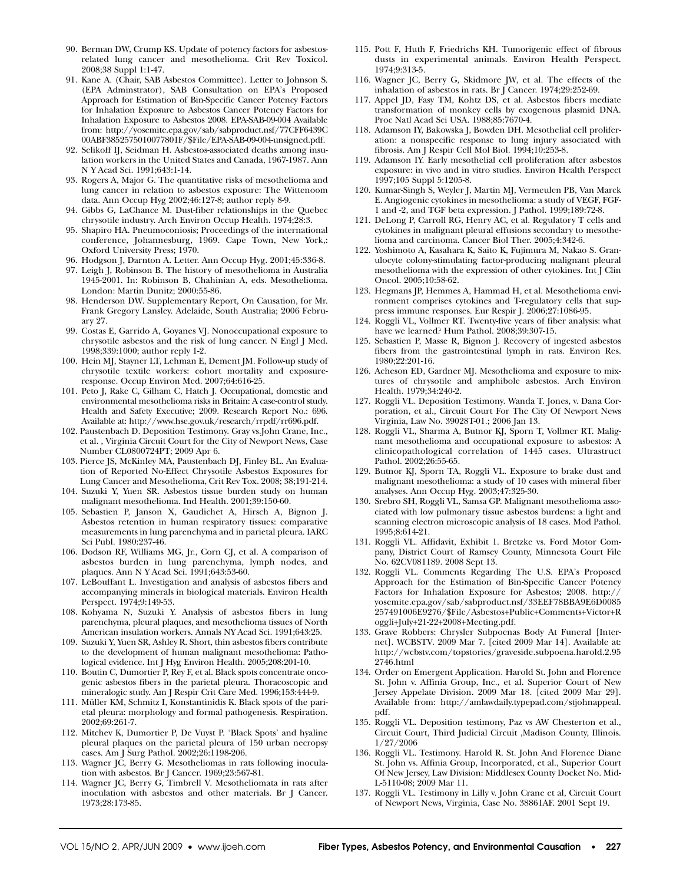90. Berman DW, Crump KS. Update of potency factors for asbestos-related lung cancer and mesothelioma. Crit Rev Toxicol. 2008;38 Suppl 1:1-47.
91. Kane A. (Chair, SAB Asbestos Committee). Letter to Johnson S. (EPA Adminstrator), SAB Consultation on EPA's Proposed Approach for Estimation of Bin-Specific Cancer Potency Factors for Inhalation Exposure to Asbestos Cancer Potency Factors for Inhalation Exposure to Asbestos 2008. EPA-SAB-09-004 Available from: http://yosemite.epa.gov/sab/sabproduct.nsf/77CFF6439C00ABF3852575010077801F/$File/EPA-SAB-09-004-unsigned.pdf.
92. Selikoff IJ, Seidman H. Asbestos-associated deaths among insulation workers in the United States and Canada, 1967-1987. Ann N Y Acad Sci. 1991;643:1-14.
93. Rogers A, Major G. The quantitative risks of mesothelioma and lung cancer in relation to asbestos exposure: The Wittenoom data. Ann Occup Hyg 2002;46:127-8; author reply 8-9.
94. Gibbs G, LaChance M. Dust-fiber relationships in the Quebec chrysotile industry. Arch Environ Occup Health. 1974;28:3.
95. Shapiro HA. Pneumoconiosis; Proceedings of the international conference, Johannesburg, 1969. Cape Town, New York,: Oxford University Press; 1970.
96. Hodgson J, Darnton A. Letter. Ann Occup Hyg. 2001;45:336-8.
97. Leigh J, Robinson B. The history of mesothelioma in Australia 1945-2001. In: Robinson B, Chahinian A, eds. Mesothelioma. London: Martin Dunitz; 2000:55-86.
98. Henderson DW. Supplementary Report, On Causation, for Mr. Frank Gregory Lansley. Adelaide, South Australia; 2006 February 27.
99. Costas E, Garrido A, Goyanes VJ. Nonoccupational exposure to chrysotile asbestos and the risk of lung cancer. N Engl J Med. 1998;339:1000; author reply 1-2.
100. Hein MJ, Stayner LT, Lehman E, Dement JM. Follow-up study of chrysotile textile workers: cohort mortality and exposure-response. Occup Environ Med. 2007;64:616-25.
101. Peto J, Rake C, Gilham C, Hatch J. Occupational, domestic and environmental mesothelioma risks in Britain: A case-control study. Health and Safety Executive; 2009. Research Report No.: 696. Available at: http://www.hse.gov.uk/research/rrpdf/rr696.pdf.
102. Paustenbach D. Deposition Testimony. Gray vs.John Crane, Inc., et al. , Virginia Circuit Court for the City of Newport News, Case Number CL0800724PT; 2009 Apr 6.
103. Pierce JS, McKinley MA, Paustenbach DJ, Finley BL. An Evaluation of Reported No-Effect Chrysotile Asbestos Exposures for Lung Cancer and Mesothelioma, Crit Rev Tox. 2008; 38;191-214.
104. Suzuki Y, Yuen SR. Asbestos tissue burden study on human malignant mesothelioma. Ind Health. 2001;39:150-60.
105. Sebastien P, Janson X, Gaudichet A, Hirsch A, Bignon J. Asbestos retention in human respiratory tissues: comparative measurements in lung parenchyma and in parietal pleura. IARC Sci Publ. 1980:237-46.
106. Dodson RF, Williams MG, Jr., Corn CJ, et al. A comparison of asbestos burden in lung parenchyma, lymph nodes, and plaques. Ann N Y Acad Sci. 1991;643:53-60.
107. LeBouffant L. Investigation and analysis of asbestos fibers and accompanying minerals in biological materials. Environ Health Perspect. 1974;9:149-53.
108. Kohyama N, Suzuki Y. Analysis of asbestos fibers in lung parenchyma, pleural plaques, and mesothelioma tissues of North American insulation workers. Annals NY Acad Sci. 1991;643:25.
109. Suzuki Y, Yuen SR, Ashley R. Short, thin asbestos fibers contribute to the development of human malignant mesothelioma: Pathological evidence. Int J Hyg Environ Health. 2005;208:201-10.
110. Boutin C, Dumortier P, Rey F, et al. Black spots concentrate oncogenic asbestos fibers in the parietal pleura. Thoracoscopic and mineralogic study. Am J Respir Crit Care Med. 1996;153:444-9.
111. Müller KM, Schmitz I, Konstantinidis K. Black spots of the parietal pleura: morphology and formal pathogenesis. Respiration. 2002;69:261-7.
112. Mitchev K, Dumortier P, De Vuyst P. 'Black Spots' and hyaline pleural plaques on the parietal pleura of 150 urban necropsy cases. Am J Surg Pathol. 2002;26:1198-206.
113. Wagner JC, Berry G. Mesotheliomas in rats following inoculation with asbestos. Br J Cancer. 1969;23:567-81.
114. Wagner JC, Berry G, Timbrell V. Mesotheliomata in rats after inoculation with asbestos and other materials. Br J Cancer. 1973;28:173-85.
115. Pott F, Huth F, Friedrichs KH. Tumorigenic effect of fibrous dusts in experimental animals. Environ Health Perspect. 1974;9:313-5.
116. Wagner JC, Berry G, Skidmore JW, et al. The effects of the inhalation of asbestos in rats. Br J Cancer. 1974;29:252-69.
117. Appel JD, Fasy TM, Kohtz DS, et al. Asbestos fibers mediate transformation of monkey cells by exogenous plasmid DNA. Proc Natl Acad Sci USA. 1988;85:7670-4.
118. Adamson IY, Bakowska J, Bowden DH. Mesothelial cell proliferation: a nonspecific response to lung injury associated with fibrosis. Am J Respir Cell Mol Biol. 1994;10:253-8.
119. Adamson IY. Early mesothelial cell proliferation after asbestos exposure: in vivo and in vitro studies. Environ Health Perspect 1997;105 Suppl 5:1205-8.
120. Kumar-Singh S, Weyler J, Martin MJ, Vermeulen PB, Van Marck E. Angiogenic cytokines in mesothelioma: a study of VEGF, FGF-1 and -2, and TGF beta expression. J Pathol. 1999;189:72-8.
121. DeLong P, Carroll RG, Henry AC, et al. Regulatory T cells and cytokines in malignant pleural effusions secondary to mesothelioma and carcinoma. Cancer Biol Ther. 2005;4:342-6.
122. Yoshimoto A, Kasahara K, Saito K, Fujimura M, Nakao S. Granulocyte colony-stimulating factor-producing malignant pleural mesothelioma with the expression of other cytokines. Int J Clin Oncol. 2005;10:58-62.
123. Hegmans JP, Hemmes A, Hammad H, et al. Mesothelioma environment comprises cytokines and T-regulatory cells that suppress immune responses. Eur Respir J. 2006;27:1086-95.
124. Roggli VL, Vollmer RT. Twenty-five years of fiber analysis: what have we learned? Hum Pathol. 2008;39:307-15.
125. Sebastien P, Masse R, Bignon J. Recovery of ingested asbestos fibers from the gastrointestinal lymph in rats. Environ Res. 1980;22:201-16.
126. Acheson ED, Gardner MJ. Mesothelioma and exposure to mixtures of chrysotile and amphibole asbestos. Arch Environ Health. 1979;34:240-2.
127. Roggli VL. Deposition Testimony. Wanda T. Jones, v. Dana Corporation, et al., Circuit Court For The City Of Newport News Virginia, Law No. 39028T-01.; 2006 Jan 13.
128. Roggli VL, Sharma A, Butnor KJ, Sporn T, Vollmer RT. Malignant mesothelioma and occupational exposure to asbestos: A clinicopathological correlation of 1445 cases. Ultrastruct Pathol. 2002;26:55-65.
129. Butnor KJ, Sporn TA, Roggli VL. Exposure to brake dust and malignant mesothelioma: a study of 10 cases with mineral fiber analyses. Ann Occup Hyg. 2003;47:325-30.
130. Srebro SH, Roggli VL, Samsa GP. Malignant mesothelioma associated with low pulmonary tissue asbestos burdens: a light and scanning electron microscopic analysis of 18 cases. Mod Pathol. 1995;8:614-21.
131. Roggli VL. Affidavit, Exhibit 1. Bretzke vs. Ford Motor Company, District Court of Ramsey County, Minnesota Court File No. 62CV081189. 2008 Sept 13.
132. Roggli VL. Comments Regarding The U.S. EPA's Proposed Approach for the Estimation of Bin-Specific Cancer Potency Factors for Inhalation Exposure for Asbestos; 2008. http://yosemite.epa.gov/sab/sabproduct.nsf/33EEF78BBA9E6D0085257491006E9276/$File/Asbestos+Public+Comments+Victor+Roggli+July+21-22+2008+Meeting.pdf.
133. Grave Robbers: Chrysler Subpoenas Body At Funeral [Internet]. WCBSTV. 2009 Mar 7. [cited 2009 Mar 14]. Available at: http://wcbstv.com/topstories/graveside.subpoena.harold.2.952746.html
134. Order on Emergent Application. Harold St. John and Florence St. John v. Affinia Group, Inc., et al. Superior Court of New Jersey Appelate Division. 2009 Mar 18. [cited 2009 Mar 29]. Available from: http://amlawdaily.typepad.com/stjohnappeal.pdf.
135. Roggli VL. Deposition testimony, Paz vs AW Chesterton et al., Circuit Court, Third Judicial Circuit ,Madison County, Illinois. 1/27/2006
136. Roggli VL. Testimony. Harold R. St. John And Florence Diane St. John vs. Affinia Group, Incorporated, et al., Superior Court Of New Jersey, Law Division: Middlesex County Docket No. Mid-L-5110-08; 2009 Mar 11.
137. Roggli VL. Testimony in Lilly v. John Crane et al, Circuit Court of Newport News, Virginia, Case No. 38861AF. 2001 Sept 19.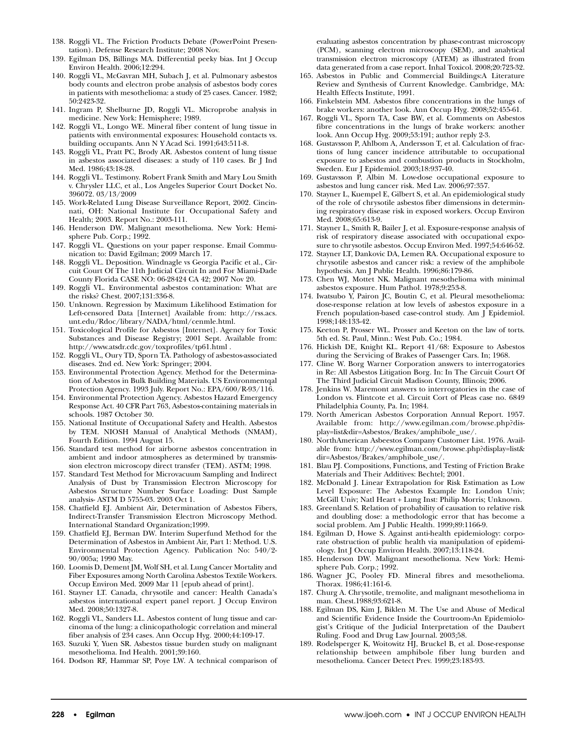138. Roggli VL. The Friction Products Debate (PowerPoint Presentation). Defense Research Institute; 2008 Nov.
139. Egilman DS, Billings MA. Differential peeky bias. Int J Occup Environ Health. 2006;12:294.
140. Roggli VL, McGavran MH, Subach J, et al. Pulmonary asbestos body counts and electron probe analysis of asbestos body cores in patients with mesothelioma: a study of 25 cases. Cancer. 1982; 50:2423-32.
141. Ingram P, Shelburne JD, Roggli VL. Microprobe analysis in medicine. New York: Hemisphere; 1989.
142. Roggli VL, Longo WE. Mineral fiber content of lung tissue in patients with environmental exposures: Household contacts vs. building occupants. Ann N Y Acad Sci. 1991;643:511-8.
143. Roggli VL, Pratt PC, Brody AR. Asbestos content of lung tissue in asbestos associated diseases: a study of 110 cases. Br J Ind Med. 1986;43:18-28.
144. Roggli VL. Testimony. Robert Frank Smith and Mary Lou Smith v. Chrysler LLC, et al., Los Angeles Superior Court Docket No. 396072. 03/13/2009
145. Work-Related Lung Disease Surveillance Report, 2002. Cincinnati, OH: National Institute for Occupational Safety and Health; 2003. Report No.: 2003-111.
146. Henderson DW. Malignant mesothelioma. New York: Hemisphere Pub. Corp.; 1992.
147. Roggli VL. Questions on your paper response. Email Communication to: David Egilman; 2009 March 17.
148. Roggli VL. Deposition. Windnagle vs Georgia Pacific et al., Circuit Court Of The 11th Judicial Circuit In and For Miami-Dade County Florida CASE NO: 06-28424 CA 42; 2007 Nov 20.
149. Roggli VL. Environmental asbestos contamination: What are the risks? Chest. 2007;131:336-8.
150. Unknown. Regression by Maximum Likelihood Estimation for Left-censored Data [Internet] Available from: http://rss.acs.unt.edu/Rdoc/library/NADA/html/cenmle.html.
151. Toxicological Profile for Asbestos [Internet]. Agency for Toxic Substances and Disease Registry; 2001 Sept. Available from: http://www.atsdr.cdc.gov/toxprofiles/tp61.html .
152. Roggli VL, Oury TD, Sporn TA. Pathology of asbestos-associated diseases. 2nd ed. New York: Springer; 2004.
153. Environmental Protection Agency. Method for the Determination of Asbestos in Bulk Building Materials. US Environmentqal Protection Agency. 1993 July. Report No.: EPA/600/R-93/116.
154. Environmental Protection Agency. Asbestos Hazard Emergency Response Act. 40 CFR Part 763, Asbestos-containing materials in schools. 1987 October 30.
155. National Institute of Occupational Safety and Health. Asbestos by TEM. NIOSH Manual of Analytical Methods (NMAM), Fourth Edition. 1994 August 15.
156. Standard test method for airborne asbestos concentration in ambient and indoor atmospheres as determined by transmission electron microscopy direct transfer (TEM). ASTM; 1998.
157. Standard Test Method for Microvacuum Sampling and Indirect Analysis of Dust by Transmission Electron Microscopy for Asbestos Structure Number Surface Loading: Dust Sample analysis- ASTM D 5755-03. 2003 Oct 1.
158. Chatfield EJ. Ambient Air, Determination of Asbestos Fibers, Indirect-Transfer Transmission Electron Microscopy Method. International Standard Organization;1999.
159. Chatfield EJ, Berman DW. Interim Superfund Method for the Determination of Asbestos in Ambient Air, Part 1: Method. U.S. Environmental Protection Agency. Publication No: 540/2-90/005a; 1990 May.
160. Loomis D, Dement JM, Wolf SH, et al. Lung Cancer Mortality and Fiber Exposures among North Carolina Asbestos Textile Workers. Occup Environ Med. 2009 Mar 11 [epub ahead of print].
161. Stayner LT. Canada, chrysotile and cancer: Health Canada's asbestos international expert panel report. J Occup Environ Med. 2008;50:1327-8.
162. Roggli VL, Sanders LL. Asbestos content of lung tissue and carcinoma of the lung: a clinicopathologic correlation and mineral fiber analysis of 234 cases. Ann Occup Hyg. 2000;44:109-17.
163. Suzuki Y, Yuen SR. Asbestos tissue burden study on malignant mesothelioma. Ind Health. 2001;39:160.
164. Dodson RF, Hammar SP, Poye LW. A technical comparison of evaluating asbestos concentration by phase-contrast microscopy (PCM), scanning electron microscopy (SEM), and analytical transmission electron microscopy (ATEM) as illustrated from data generated from a case report. Inhal Toxicol. 2008;20:723-32.
165. Asbestos in Public and Commercial Buildings:A Literature Review and Synthesis of Current Knowledge. Cambridge, MA: Health Effects Institute, 1991.
166. Finkelstein MM. Asbestos fibre concentrations in the lungs of brake workers: another look. Ann Occup Hyg. 2008;52:455-61.
167. Roggli VL, Sporn TA, Case BW, et al. Comments on Asbestos fibre concentrations in the lungs of brake workers: another look. Ann Occup Hyg. 2009;53:191; author reply 2-3.
168. Gustavsson P, Ahlbom A, Andersson T, et al. Calculation of fractions of lung cancer incidence attributable to occupational exposure to asbestos and combustion products in Stockholm, Sweden. Eur J Epidemiol. 2003;18:937-40.
169. Gustavsson P, Albin M. Low-dose occupational exposure to asbestos and lung cancer risk. Med Lav. 2006;97:357.
170. Stayner L, Kuempel E, Gilbert S, et al. An epidemiological study of the role of chrysotile asbestos fiber dimensions in determining respiratory disease risk in exposed workers. Occup Environ Med. 2008;65:613-9.
171. Stayner L, Smith R, Bailer J, et al. Exposure-response analysis of risk of respiratory disease associated with occupational exposure to chrysotile asbestos. Occup Environ Med. 1997;54:646-52.
172. Stayner LT, Dankovic DA, Lemen RA. Occupational exposure to chrysotile asbestos and cancer risk: a review of the amphibole hypothesis. Am J Public Health. 1996;86:179-86.
173. Chen WJ, Mottet NK. Malignant mesothelioma with minimal asbestos exposure. Hum Pathol. 1978;9:253-8.
174. Iwatsubo Y, Pairon JC, Boutin C, et al. Pleural mesothelioma: dose-response relation at low levels of asbestos exposure in a French population-based case-control study. Am J Epidemiol. 1998;148:133-42.
175. Keeton P, Prosser WL. Prosser and Keeton on the law of torts. 5th ed. St. Paul, Minn.: West Pub. Co.; 1984.
176. Hickish DE, Knight KL. Report 41/68: Exposure to Asbestos during the Servicing of Brakes of Passenger Cars. In; 1968.
177. Cline W. Borg Warner Corporation answers to interrogatories in Re: All Asbestos Litigation Borg. In: In The Circuit Court Of The Third Judicial Circuit Madison County, Illinois; 2006.
178. Jenkins W. Maremont answers to interrogatories in the case of London vs. Flintcote et al. Circuit Cort of Pleas case no. 6849 Philadelphia County, Pa. In; 1984.
179. North American Asbestos Corporation Annual Report. 1957. Available from: http://www.egilman.com/browse.php?display=list&dir=Asbestos/Brakes/amphibole_use/.
180. NorthAmerican Asbeestos Company Customer List. 1976. Available from: http://www.egilman.com/browse.php?display=list&dir=Asbestos/Brakes/amphibole_use/.
181. Blau PJ. Compositions, Functions, and Testing of Friction Brake Materials and Their Additives: Bechtel; 2001.
182. McDonald J. Linear Extrapolation for Risk Estimation as Low Level Exposure: The Asbestos Example In: London Univ; McGill Univ; Natl Heart + Lung Inst: Philip Morris; Unknown.
183. Greenland S. Relation of probability of causation to relative risk and doubling dose: a methodologic error that has become a social problem. Am J Public Health. 1999;89:1166-9.
184. Egilman D, Howe S. Against anti-health epidemiology: corporate obstruction of public health via manipulation of epidemiology. Int J Occup Environ Health. 2007;13:118-24.
185. Henderson DW. Malignant mesothelioma. New York: Hemisphere Pub. Corp.; 1992.
186. Wagner JC, Pooley FD. Mineral fibres and mesothelioma. Thorax. 1986;41:161-6.
187. Churg A. Chrysotile, tremolite, and malignant mesothelioma in man. Chest.1988;93:621-8.
188. Egilman DS, Kim J, Biklen M. The Use and Abuse of Medical and Scientific Evidence Inside the Courtroom-An Epidemiologist's Critique of the Judicial Interpretation of the Daubert Ruling. Food and Drug Law Journal. 2003;58.
189. Rodelsperger K, Woitowitz HJ, Bruckel B, et al. Dose-response relationship between amphibole fiber lung burden and mesothelioma. Cancer Detect Prev. 1999;23:183-93.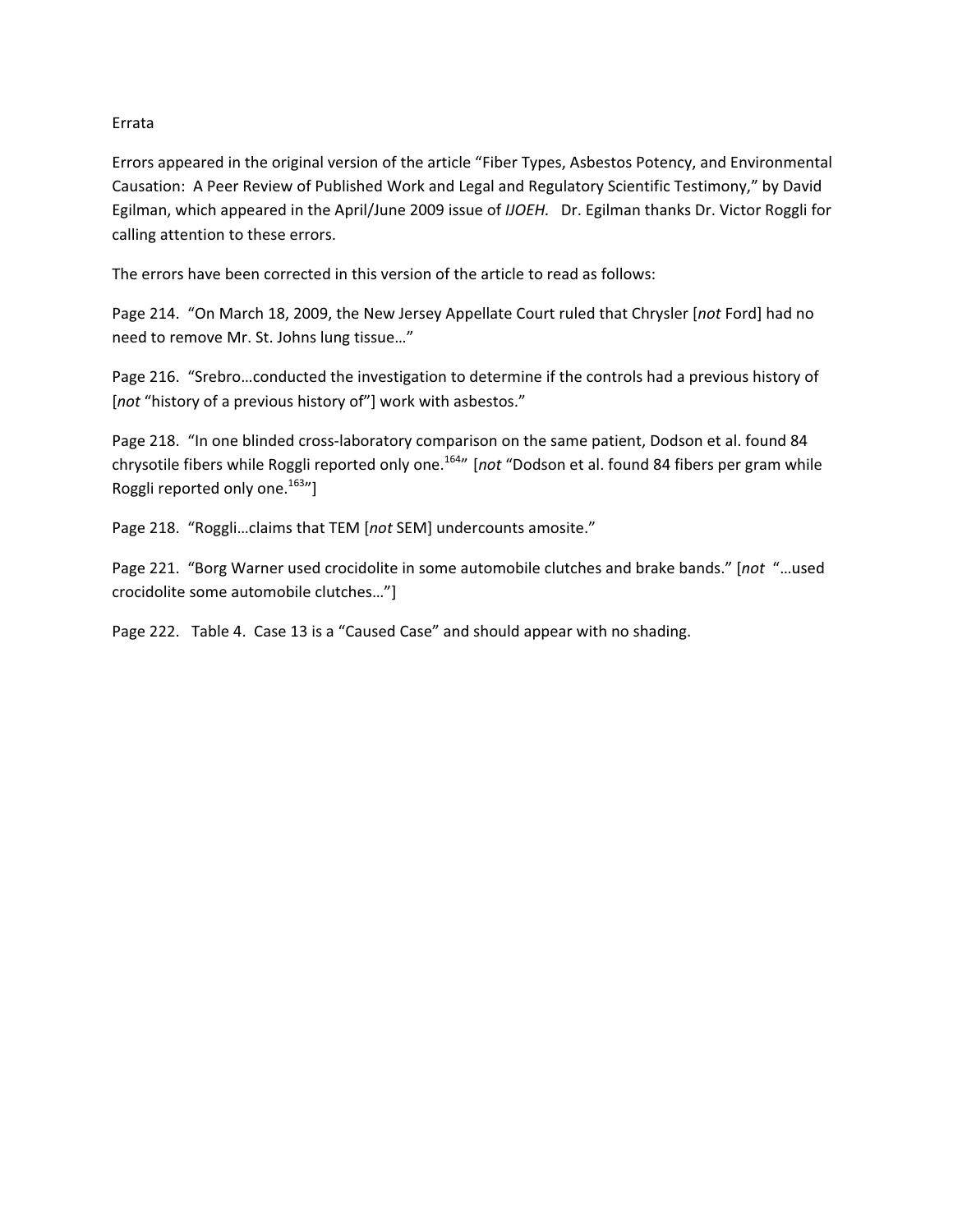# Errata

Errors appeared in the original version of the article "Fiber Types, Asbestos Potency, and Environmental Causation: A Peer Review of Published Work and Legal and Regulatory Scientific Testimony," by David Egilman, which appeared in the April/June 2009 issue of *IJOEH.* Dr. Egilman thanks Dr. Victor Roggli for calling attention to these errors.

The errors have been corrected in this version of the article to read as follows:

Page 214. "On March 18, 2009, the New Jersey Appellate Court ruled that Chrysler [*not* Ford] had no need to remove Mr. St. Johns lung tissue…"

Page 216. "Srebro…conducted the investigation to determine if the controls had a previous history of [*not* "history of a previous history of"] work with asbestos."

Page 218. "In one blinded cross-laboratory comparison on the same patient, Dodson et al. found 84 chrysotile fibers while Roggli reported only one.[164]" [*not* "Dodson et al. found 84 fibers per gram while Roggli reported only one.[163]"]

Page 218. "Roggli…claims that TEM [*not* SEM] undercounts amosite."

Page 221. "Borg Warner used crocidolite in some automobile clutches and brake bands." [*not* "…used crocidolite some automobile clutches…"]

Page 222. Table 4. Case 13 is a "Caused Case" and should appear with no shading.